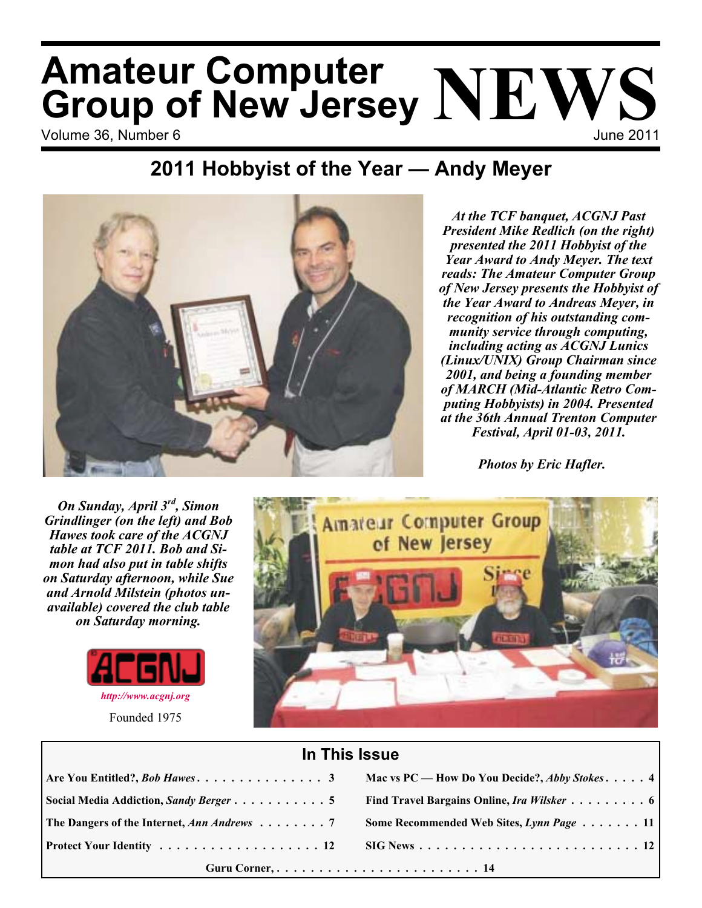# Amateur Computer Group of New Jersey NEWS

Volume 36, Number 6 — June 2011

## 2011 Hobbyist of the Year — Andy Meyer

***At the TCF banquet, ACGNJ Past President Mike Redlich (on the right) presented the 2011 Hobbyist of the Year Award to Andy Meyer. The text reads: The Amateur Computer Group of New Jersey presents the Hobbyist of the Year Award to Andreas Meyer, in recognition of his outstanding community service through computing, including acting as ACGNJ Lunics (Linux/UNIX) Group Chairman since 2001, and being a founding member of MARCH (Mid-Atlantic Retro Computing Hobbyists) in 2004. Presented at the 36th Annual Trenton Computer Festival, April 01-03, 2011.***

***Photos by Eric Hafler.***

***On Sunday, April 3rd, Simon Grindlinger (on the left) and Bob Hawes took care of the ACGNJ table at TCF 2011. Bob and Simon had also put in table shifts on Saturday afternoon, while Sue and Arnold Milstein (photos unavailable) covered the club table on Saturday morning.***

ACGNJ

*http://www.acgnj.org*

Founded 1975

## In This Issue

| | |
|---|---|
| Are You Entitled?, *Bob Hawes* . . . . . 3 | Mac vs PC — How Do You Decide?, *Abby Stokes* . . . . . 4 |
| Social Media Addiction, *Sandy Berger* . . . . . 5 | Find Travel Bargains Online, *Ira Wilsker* . . . . . 6 |
| The Dangers of the Internet, *Ann Andrews* . . . . . 7 | Some Recommended Web Sites, *Lynn Page* . . . . . 11 |
| Protect Your Identity . . . . . 12 | SIG News . . . . . 12 |
| Guru Corner, . . . . . 14 | |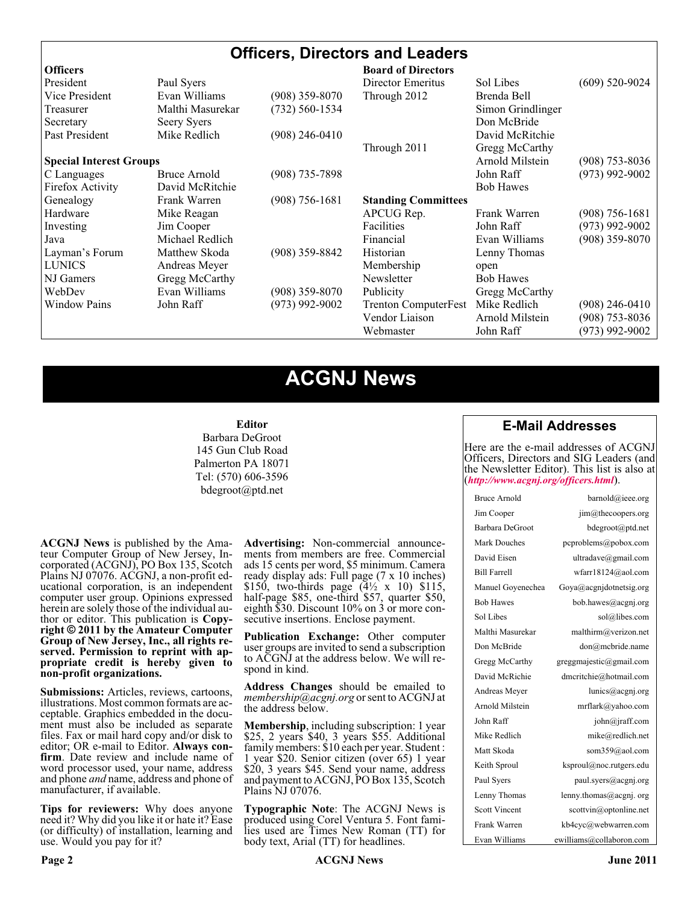# Officers, Directors and Leaders

| **Officers** | | | **Board of Directors** | | |
|---|---|---|---|---|---|
| President | Paul Syers | | Director Emeritus | Sol Libes | (609) 520-9024 |
| Vice President | Evan Williams | (908) 359-8070 | Through 2012 | Brenda Bell | |
| Treasurer | Malthi Masurekar | (732) 560-1534 | | Simon Grindlinger | |
| Secretary | Seery Syers | | | Don McBride | |
| Past President | Mike Redlich | (908) 246-0410 | | David McRitchie | |
| | | | Through 2011 | Gregg McCarthy | |
| **Special Interest Groups** | | | | Arnold Milstein | (908) 753-8036 |
| C Languages | Bruce Arnold | (908) 735-7898 | | John Raff | (973) 992-9002 |
| Firefox Activity | David McRitchie | | | Bob Hawes | |
| Genealogy | Frank Warren | (908) 756-1681 | **Standing Committees** | | |
| Hardware | Mike Reagan | | APCUG Rep. | Frank Warren | (908) 756-1681 |
| Investing | Jim Cooper | | Facilities | John Raff | (973) 992-9002 |
| Java | Michael Redlich | | Financial | Evan Williams | (908) 359-8070 |
| Layman's Forum | Matthew Skoda | (908) 359-8842 | Historian | Lenny Thomas | |
| LUNICS | Andreas Meyer | | Membership | open | |
| NJ Gamers | Gregg McCarthy | | Newsletter | Bob Hawes | |
| WebDev | Evan Williams | (908) 359-8070 | Publicity | Gregg McCarthy | |
| Window Pains | John Raff | (973) 992-9002 | Trenton ComputerFest | Mike Redlich | (908) 246-0410 |
| | | | Vendor Liaison | Arnold Milstein | (908) 753-8036 |
| | | | Webmaster | John Raff | (973) 992-9002 |

# ACGNJ News

**Editor**
Barbara DeGroot
145 Gun Club Road
Palmerton PA 18071
Tel: (570) 606-3596
bdegroot@ptd.net

**ACGNJ News** is published by the Amateur Computer Group of New Jersey, Incorporated (ACGNJ), PO Box 135, Scotch Plains NJ 07076. ACGNJ, a non-profit educational corporation, is an independent computer user group. Opinions expressed herein are solely those of the individual author or editor. This publication is **Copyright © 2011 by the Amateur Computer Group of New Jersey, Inc., all rights reserved. Permission to reprint with appropriate credit is hereby given to non-profit organizations.**

**Submissions:** Articles, reviews, cartoons, illustrations. Most common formats are acceptable. Graphics embedded in the document must also be included as separate files. Fax or mail hard copy and/or disk to editor; OR e-mail to Editor. **Always confirm**. Date review and include name of word processor used, your name, address and phone *and* name, address and phone of manufacturer, if available.

**Tips for reviewers:** Why does anyone need it? Why did you like it or hate it? Ease (or difficulty) of installation, learning and use. Would you pay for it?

**Advertising:** Non-commercial announcements from members are free. Commercial ads 15 cents per word, $5 minimum. Camera ready display ads: Full page (7 x 10 inches) $150, two-thirds page (4½ x 10) $115, half-page $85, one-third $57, quarter $50, eighth $30. Discount 10% on 3 or more consecutive insertions. Enclose payment.

**Publication Exchange:** Other computer user groups are invited to send a subscription to ACGNJ at the address below. We will respond in kind.

**Address Changes** should be emailed to *membership@acgnj.org* or sent to ACGNJ at the address below.

**Membership**, including subscription: 1 year $25, 2 years $40, 3 years $55. Additional family members: $10 each per year. Student : 1 year $20. Senior citizen (over 65) 1 year $20, 3 years $45. Send your name, address and payment to ACGNJ, PO Box 135, Scotch Plains NJ 07076.

**Typographic Note**: The ACGNJ News is produced using Corel Ventura 5. Font families used are Times New Roman (TT) for body text, Arial (TT) for headlines.

## E-Mail Addresses

Here are the e-mail addresses of ACGNJ Officers, Directors and SIG Leaders (and the Newsletter Editor). This list is also at (***http://www.acgnj.org/officers.html***).

| | |
|---|---|
| Bruce Arnold | barnold@ieee.org |
| Jim Cooper | jim@thecoopers.org |
| Barbara DeGroot | bdegroot@ptd.net |
| Mark Douches | pcproblems@pobox.com |
| David Eisen | ultradave@gmail.com |
| Bill Farrell | wfarr18124@aol.com |
| Manuel Goyenechea | Goya@acgnjdotnetsig.org |
| Bob Hawes | bob.hawes@acgnj.org |
| Sol Libes | sol@libes.com |
| Malthi Masurekar | malthirm@verizon.net |
| Don McBride | don@mcbride.name |
| Gregg McCarthy | greggmajestic@gmail.com |
| David McRichie | dmcritchie@hotmail.com |
| Andreas Meyer | lunics@acgnj.org |
| Arnold Milstein | mrflark@yahoo.com |
| John Raff | john@jraff.com |
| Mike Redlich | mike@redlich.net |
| Matt Skoda | som359@aol.com |
| Keith Sproul | ksproul@noc.rutgers.edu |
| Paul Syers | paul.syers@acgnj.org |
| Lenny Thomas | lenny.thomas@acgnj. org |
| Scott Vincent | scottvin@optonline.net |
| Frank Warren | kb4cyc@webwarren.com |
| Evan Williams | ewilliams@collaboron.com |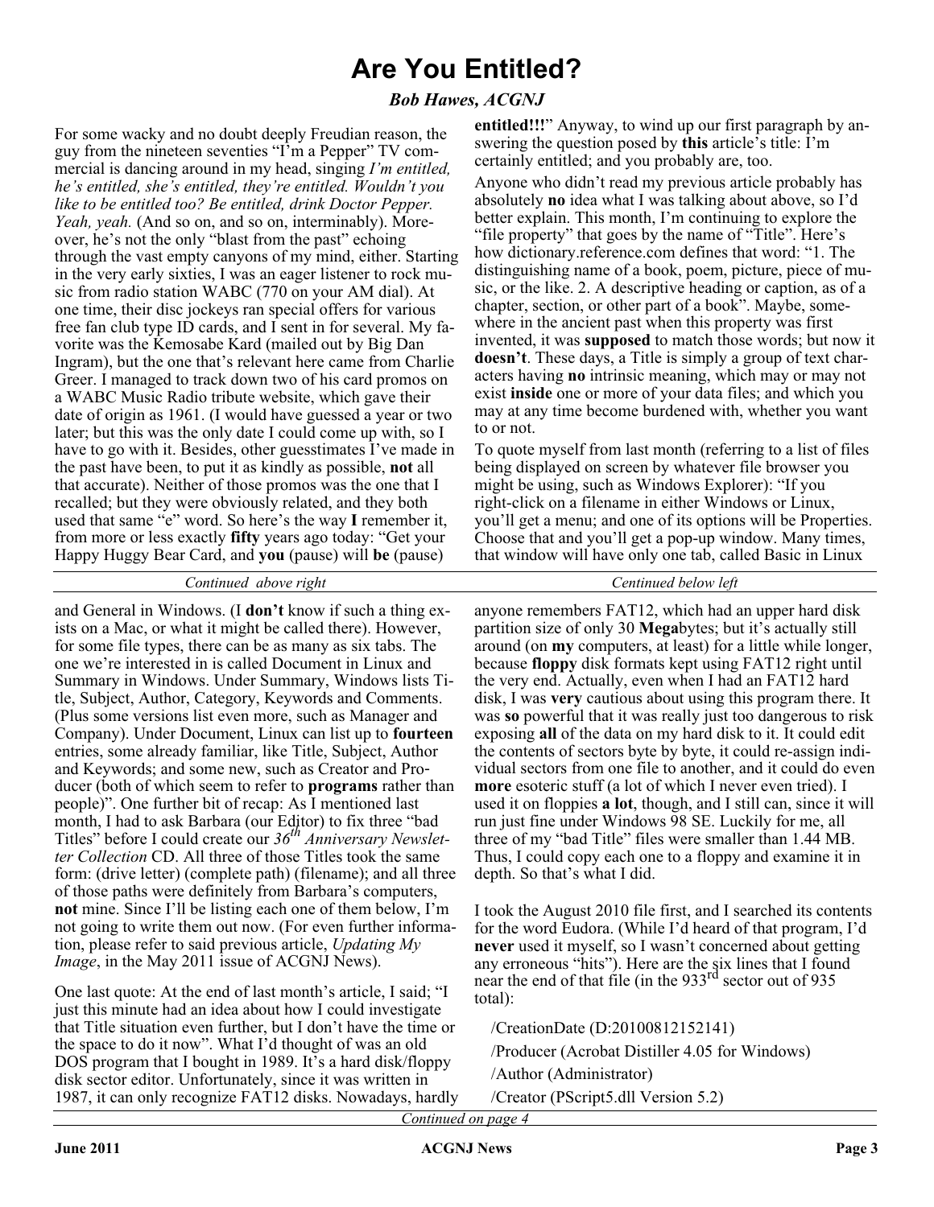# Are You Entitled?

***Bob Hawes, ACGNJ***

For some wacky and no doubt deeply Freudian reason, the guy from the nineteen seventies "I'm a Pepper" TV commercial is dancing around in my head, singing *I'm entitled, he's entitled, she's entitled, they're entitled. Wouldn't you like to be entitled too? Be entitled, drink Doctor Pepper. Yeah, yeah.* (And so on, and so on, interminably). Moreover, he's not the only "blast from the past" echoing through the vast empty canyons of my mind, either. Starting in the very early sixties, I was an eager listener to rock music from radio station WABC (770 on your AM dial). At one time, their disc jockeys ran special offers for various free fan club type ID cards, and I sent in for several. My favorite was the Kemosabe Kard (mailed out by Big Dan Ingram), but the one that's relevant here came from Charlie Greer. I managed to track down two of his card promos on a WABC Music Radio tribute website, which gave their date of origin as 1961. (I would have guessed a year or two later; but this was the only date I could come up with, so I have to go with it. Besides, other guesstimates I've made in the past have been, to put it as kindly as possible, **not** all that accurate). Neither of those promos was the one that I recalled; but they were obviously related, and they both used that same "e" word. So here's the way **I** remember it, from more or less exactly **fifty** years ago today: "Get your Happy Huggy Bear Card, and **you** (pause) will **be** (pause) **entitled!!!**" Anyway, to wind up our first paragraph by answering the question posed by **this** article's title: I'm certainly entitled; and you probably are, too.

Anyone who didn't read my previous article probably has absolutely **no** idea what I was talking about above, so I'd better explain. This month, I'm continuing to explore the "file property" that goes by the name of "Title". Here's how dictionary.reference.com defines that word: "1. The distinguishing name of a book, poem, picture, piece of music, or the like. 2. A descriptive heading or caption, as of a chapter, section, or other part of a book". Maybe, somewhere in the ancient past when this property was first invented, it was **supposed** to match those words; but now it **doesn't**. These days, a Title is simply a group of text characters having **no** intrinsic meaning, which may or may not exist **inside** one or more of your data files; and which you may at any time become burdened with, whether you want to or not.

To quote myself from last month (referring to a list of files being displayed on screen by whatever file browser you might be using, such as Windows Explorer): "If you right-click on a filename in either Windows or Linux, you'll get a menu; and one of its options will be Properties. Choose that and you'll get a pop-up window. Many times, that window will have only one tab, called Basic in Linux and General in Windows. (I **don't** know if such a thing exists on a Mac, or what it might be called there). However, for some file types, there can be as many as six tabs. The one we're interested in is called Document in Linux and Summary in Windows. Under Summary, Windows lists Title, Subject, Author, Category, Keywords and Comments. (Plus some versions list even more, such as Manager and Company). Under Document, Linux can list up to **fourteen** entries, some already familiar, like Title, Subject, Author and Keywords; and some new, such as Creator and Producer (both of which seem to refer to **programs** rather than people)". One further bit of recap: As I mentioned last month, I had to ask Barbara (our Editor) to fix three "bad Titles" before I could create our *36th Anniversary Newsletter Collection* CD. All three of those Titles took the same form: (drive letter) (complete path) (filename); and all three of those paths were definitely from Barbara's computers, **not** mine. Since I'll be listing each one of them below, I'm not going to write them out now. (For even further information, please refer to said previous article, *Updating My Image*, in the May 2011 issue of ACGNJ News).

One last quote: At the end of last month's article, I said; "I just this minute had an idea about how I could investigate that Title situation even further, but I don't have the time or the space to do it now". What I'd thought of was an old DOS program that I bought in 1989. It's a hard disk/floppy disk sector editor. Unfortunately, since it was written in 1987, it can only recognize FAT12 disks. Nowadays, hardly anyone remembers FAT12, which had an upper hard disk partition size of only 30 **Mega**bytes; but it's actually still around (on **my** computers, at least) for a little while longer, because **floppy** disk formats kept using FAT12 right until the very end. Actually, even when I had an FAT12 hard disk, I was **very** cautious about using this program there. It was **so** powerful that it was really just too dangerous to risk exposing **all** of the data on my hard disk to it. It could edit the contents of sectors byte by byte, it could re-assign individual sectors from one file to another, and it could do even **more** esoteric stuff (a lot of which I never even tried). I used it on floppies **a lot**, though, and I still can, since it will run just fine under Windows 98 SE. Luckily for me, all three of my "bad Title" files were smaller than 1.44 MB. Thus, I could copy each one to a floppy and examine it in depth. So that's what I did.

I took the August 2010 file first, and I searched its contents for the word Eudora. (While I'd heard of that program, I'd **never** used it myself, so I wasn't concerned about getting any erroneous "hits"). Here are the six lines that I found near the end of that file (in the 933rd sector out of 935 total):

/CreationDate (D:20100812152141)

/Producer (Acrobat Distiller 4.05 for Windows)

/Author (Administrator)

/Creator (PScript5.dll Version 5.2)

*Continued on page 4*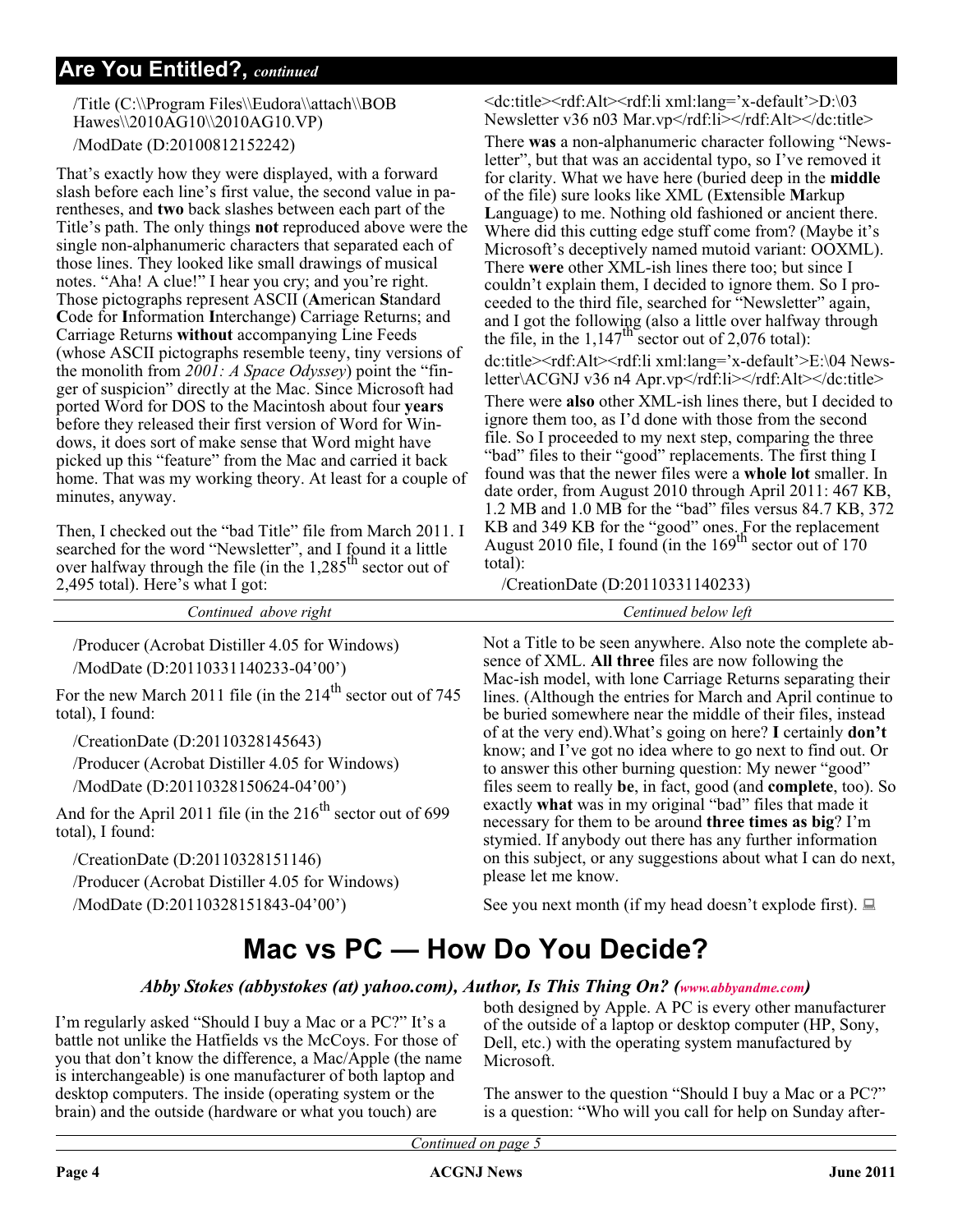## Are You Entitled?, *continued*

/Title (C:\\Program Files\\Eudora\\attach\\BOB Hawes\\2010AG10\\2010AG10.VP)

/ModDate (D:20100812152242)

That's exactly how they were displayed, with a forward slash before each line's first value, the second value in parentheses, and **two** back slashes between each part of the Title's path. The only things **not** reproduced above were the single non-alphanumeric characters that separated each of those lines. They looked like small drawings of musical notes. "Aha! A clue!" I hear you cry; and you're right. Those pictographs represent ASCII (**A**merican **S**tandard **C**ode for **I**nformation **I**nterchange) Carriage Returns; and Carriage Returns **without** accompanying Line Feeds (whose ASCII pictographs resemble teeny, tiny versions of the monolith from *2001: A Space Odyssey*) point the "finger of suspicion" directly at the Mac. Since Microsoft had ported Word for DOS to the Macintosh about four **years** before they released their first version of Word for Windows, it does sort of make sense that Word might have picked up this "feature" from the Mac and carried it back home. That was my working theory. At least for a couple of minutes, anyway.

Then, I checked out the "bad Title" file from March 2011. I searched for the word "Newsletter", and I found it a little over halfway through the file (in the 1,285th sector out of 2,495 total). Here's what I got:

<dc:title><rdf:Alt><rdf:li xml:lang='x-default'>D:\03 Newsletter v36 n03 Mar.vp</rdf:li></rdf:Alt></dc:title>

There **was** a non-alphanumeric character following "Newsletter", but that was an accidental typo, so I've removed it for clarity. What we have here (buried deep in the **middle** of the file) sure looks like XML (E**x**tensible **M**arkup **L**anguage) to me. Nothing old fashioned or ancient there. Where did this cutting edge stuff come from? (Maybe it's Microsoft's deceptively named mutoid variant: OOXML). There **were** other XML-ish lines there too; but since I couldn't explain them, I decided to ignore them. So I proceeded to the third file, searched for "Newsletter" again, and I got the following (also a little over halfway through the file, in the 1,147th sector out of 2,076 total):

dc:title><rdf:Alt><rdf:li xml:lang='x-default'>E:\04 Newsletter\ACGNJ v36 n4 Apr.vp</rdf:li></rdf:Alt></dc:title>

There were **also** other XML-ish lines there, but I decided to ignore them too, as I'd done with those from the second file. So I proceeded to my next step, comparing the three "bad" files to their "good" replacements. The first thing I found was that the newer files were a **whole lot** smaller. In date order, from August 2010 through April 2011: 467 KB, 1.2 MB and 1.0 MB for the "bad" files versus 84.7 KB, 372 KB and 349 KB for the "good" ones. For the replacement August 2010 file, I found (in the 169th sector out of 170 total):

/CreationDate (D:20110331140233)

/Producer (Acrobat Distiller 4.05 for Windows)

/ModDate (D:20110331140233-04'00')

For the new March 2011 file (in the 214th sector out of 745 total), I found:

/CreationDate (D:20110328145643)

/Producer (Acrobat Distiller 4.05 for Windows)

/ModDate (D:20110328150624-04'00')

And for the April 2011 file (in the 216th sector out of 699 total), I found:

/CreationDate (D:20110328151146)

/Producer (Acrobat Distiller 4.05 for Windows)

/ModDate (D:20110328151843-04'00')

Not a Title to be seen anywhere. Also note the complete absence of XML. **All three** files are now following the Mac-ish model, with lone Carriage Returns separating their lines. (Although the entries for March and April continue to be buried somewhere near the middle of their files, instead of at the very end).What's going on here? **I** certainly **don't** know; and I've got no idea where to go next to find out. Or to answer this other burning question: My newer "good" files seem to really **be**, in fact, good (and **complete**, too). So exactly **what** was in my original "bad" files that made it necessary for them to be around **three times as big**? I'm stymied. If anybody out there has any further information on this subject, or any suggestions about what I can do next, please let me know.

See you next month (if my head doesn't explode first).

# Mac vs PC — How Do You Decide?

***Abby Stokes (abbystokes (at) yahoo.com), Author, Is This Thing On? (www.abbyandme.com)***

I'm regularly asked "Should I buy a Mac or a PC?" It's a battle not unlike the Hatfields vs the McCoys. For those of you that don't know the difference, a Mac/Apple (the name is interchangeable) is one manufacturer of both laptop and desktop computers. The inside (operating system or the brain) and the outside (hardware or what you touch) are both designed by Apple. A PC is every other manufacturer of the outside of a laptop or desktop computer (HP, Sony, Dell, etc.) with the operating system manufactured by Microsoft.

The answer to the question "Should I buy a Mac or a PC?" is a question: "Who will you call for help on Sunday after-

*Continued on page 5*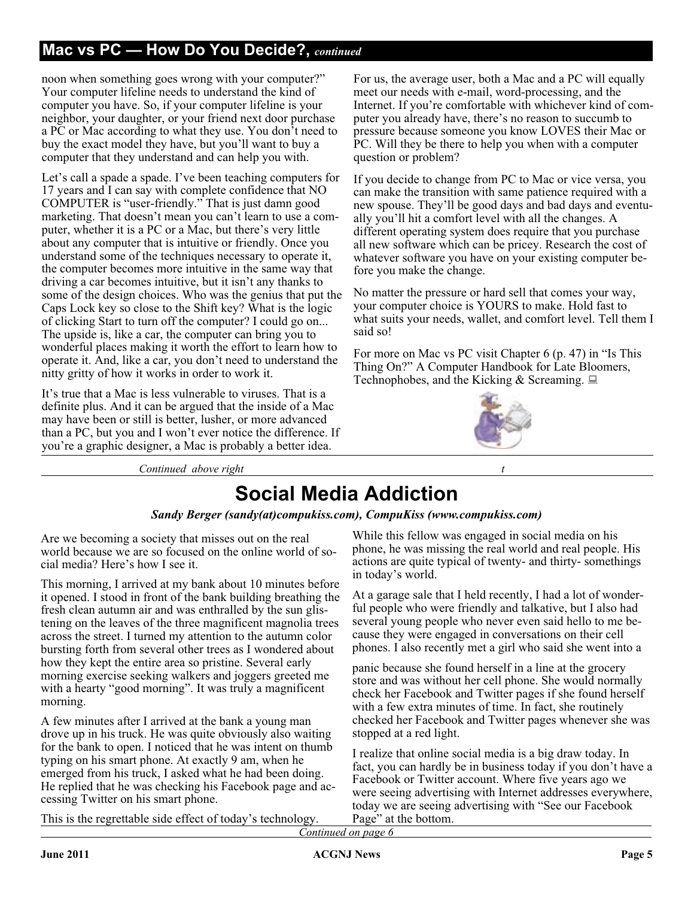## Mac vs PC — How Do You Decide?, *continued*

noon when something goes wrong with your computer?" Your computer lifeline needs to understand the kind of computer you have. So, if your computer lifeline is your neighbor, your daughter, or your friend next door purchase a PC or Mac according to what they use. You don't need to buy the exact model they have, but you'll want to buy a computer that they understand and can help you with.

Let's call a spade a spade. I've been teaching computers for 17 years and I can say with complete confidence that NO COMPUTER is "user-friendly." That is just damn good marketing. That doesn't mean you can't learn to use a computer, whether it is a PC or a Mac, but there's very little about any computer that is intuitive or friendly. Once you understand some of the techniques necessary to operate it, the computer becomes more intuitive in the same way that driving a car becomes intuitive, but it isn't any thanks to some of the design choices. Who was the genius that put the Caps Lock key so close to the Shift key? What is the logic of clicking Start to turn off the computer? I could go on... The upside is, like a car, the computer can bring you to wonderful places making it worth the effort to learn how to operate it. And, like a car, you don't need to understand the nitty gritty of how it works in order to work it.

It's true that a Mac is less vulnerable to viruses. That is a definite plus. And it can be argued that the inside of a Mac may have been or still is better, lusher, or more advanced than a PC, but you and I won't ever notice the difference. If you're a graphic designer, a Mac is probably a better idea.

For us, the average user, both a Mac and a PC will equally meet our needs with e-mail, word-processing, and the Internet. If you're comfortable with whichever kind of computer you already have, there's no reason to succumb to pressure because someone you know LOVES their Mac or PC. Will they be there to help you when with a computer question or problem?

If you decide to change from PC to Mac or vice versa, you can make the transition with same patience required with a new spouse. They'll be good days and bad days and eventually you'll hit a comfort level with all the changes. A different operating system does require that you purchase all new software which can be pricey. Research the cost of whatever software you have on your existing computer before you make the change.

No matter the pressure or hard sell that comes your way, your computer choice is YOURS to make. Hold fast to what suits your needs, wallet, and comfort level. Tell them I said so!

For more on Mac vs PC visit Chapter 6 (p. 47) in "Is This Thing On?" A Computer Handbook for Late Bloomers, Technophobes, and the Kicking & Screaming.

# Social Media Addiction

***Sandy Berger (sandy(at)compukiss.com), CompuKiss (www.compukiss.com)***

Are we becoming a society that misses out on the real world because we are so focused on the online world of social media? Here's how I see it.

This morning, I arrived at my bank about 10 minutes before it opened. I stood in front of the bank building breathing the fresh clean autumn air and was enthralled by the sun glistening on the leaves of the three magnificent magnolia trees across the street. I turned my attention to the autumn color bursting forth from several other trees as I wondered about how they kept the entire area so pristine. Several early morning exercise seeking walkers and joggers greeted me with a hearty "good morning". It was truly a magnificent morning.

A few minutes after I arrived at the bank a young man drove up in his truck. He was quite obviously also waiting for the bank to open. I noticed that he was intent on thumb typing on his smart phone. At exactly 9 am, when he emerged from his truck, I asked what he had been doing. He replied that he was checking his Facebook page and accessing Twitter on his smart phone.

This is the regrettable side effect of today's technology. While this fellow was engaged in social media on his phone, he was missing the real world and real people. His actions are quite typical of twenty- and thirty- somethings in today's world.

At a garage sale that I held recently, I had a lot of wonderful people who were friendly and talkative, but I also had several young people who never even said hello to me because they were engaged in conversations on their cell phones. I also recently met a girl who said she went into a panic because she found herself in a line at the grocery store and was without her cell phone. She would normally check her Facebook and Twitter pages if she found herself with a few extra minutes of time. In fact, she routinely checked her Facebook and Twitter pages whenever she was stopped at a red light.

I realize that online social media is a big draw today. In fact, you can hardly be in business today if you don't have a Facebook or Twitter account. Where five years ago we were seeing advertising with Internet addresses everywhere, today we are seeing advertising with "See our Facebook Page" at the bottom.

*Continued on page 6*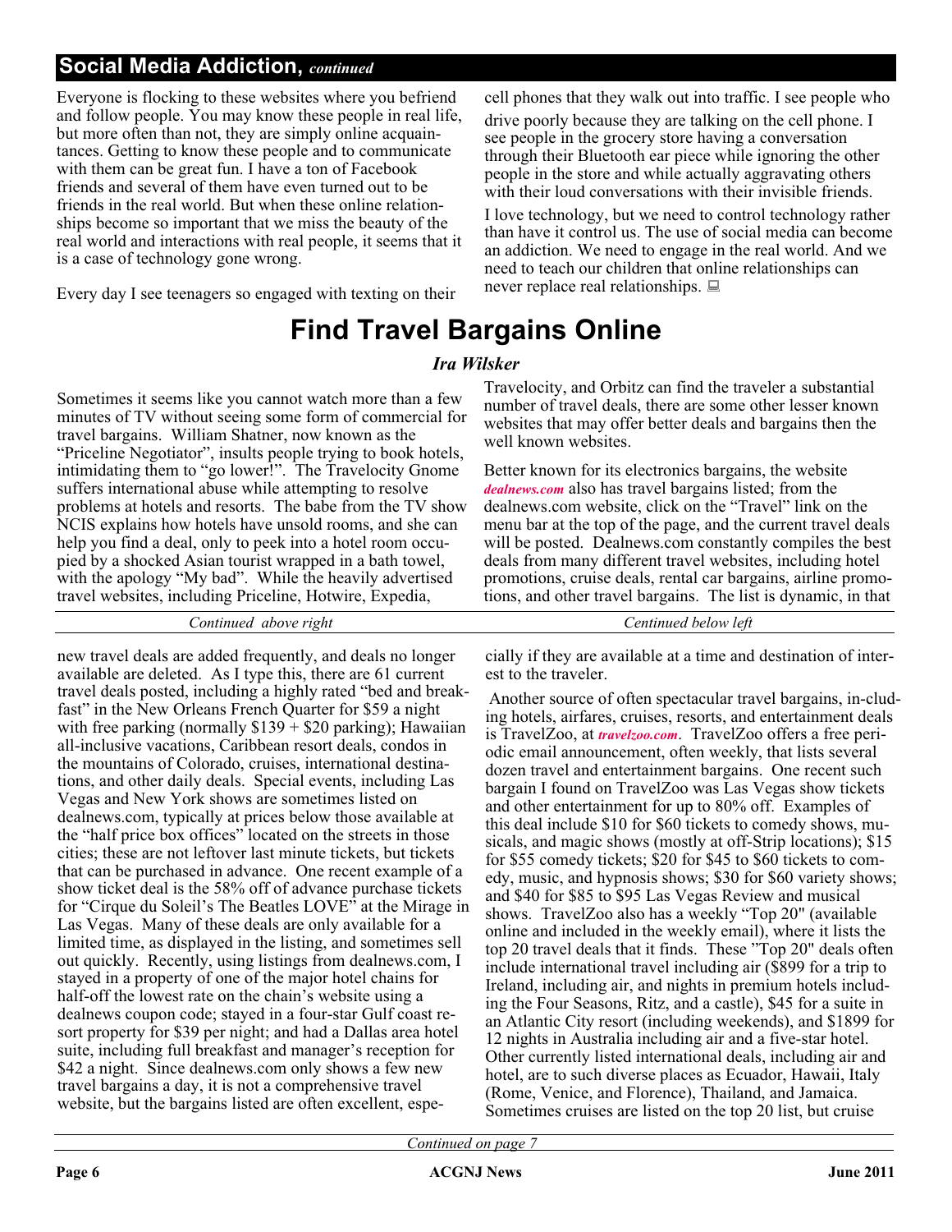## Social Media Addiction, *continued*

Everyone is flocking to these websites where you befriend and follow people. You may know these people in real life, but more often than not, they are simply online acquaintances. Getting to know these people and to communicate with them can be great fun. I have a ton of Facebook friends and several of them have even turned out to be friends in the real world. But when these online relationships become so important that we miss the beauty of the real world and interactions with real people, it seems that it is a case of technology gone wrong.

Every day I see teenagers so engaged with texting on their cell phones that they walk out into traffic. I see people who drive poorly because they are talking on the cell phone. I see people in the grocery store having a conversation through their Bluetooth ear piece while ignoring the other people in the store and while actually aggravating others with their loud conversations with their invisible friends.

I love technology, but we need to control technology rather than have it control us. The use of social media can become an addiction. We need to engage in the real world. And we need to teach our children that online relationships can never replace real relationships.

# Find Travel Bargains Online

***Ira Wilsker***

Sometimes it seems like you cannot watch more than a few minutes of TV without seeing some form of commercial for travel bargains. William Shatner, now known as the "Priceline Negotiator", insults people trying to book hotels, intimidating them to "go lower!". The Travelocity Gnome suffers international abuse while attempting to resolve problems at hotels and resorts. The babe from the TV show NCIS explains how hotels have unsold rooms, and she can help you find a deal, only to peek into a hotel room occupied by a shocked Asian tourist wrapped in a bath towel, with the apology "My bad". While the heavily advertised travel websites, including Priceline, Hotwire, Expedia, Travelocity, and Orbitz can find the traveler a substantial number of travel deals, there are some other lesser known websites that may offer better deals and bargains then the well known websites.

Better known for its electronics bargains, the website *dealnews.com* also has travel bargains listed; from the dealnews.com website, click on the "Travel" link on the menu bar at the top of the page, and the current travel deals will be posted. Dealnews.com constantly compiles the best deals from many different travel websites, including hotel promotions, cruise deals, rental car bargains, airline promotions, and other travel bargains. The list is dynamic, in that new travel deals are added frequently, and deals no longer available are deleted. As I type this, there are 61 current travel deals posted, including a highly rated "bed and breakfast" in the New Orleans French Quarter for $59 a night with free parking (normally $139 + $20 parking); Hawaiian all-inclusive vacations, Caribbean resort deals, condos in the mountains of Colorado, cruises, international destinations, and other daily deals. Special events, including Las Vegas and New York shows are sometimes listed on dealnews.com, typically at prices below those available at the "half price box offices" located on the streets in those cities; these are not leftover last minute tickets, but tickets that can be purchased in advance. One recent example of a show ticket deal is the 58% off of advance purchase tickets for "Cirque du Soleil's The Beatles LOVE" at the Mirage in Las Vegas. Many of these deals are only available for a limited time, as displayed in the listing, and sometimes sell out quickly. Recently, using listings from dealnews.com, I stayed in a property of one of the major hotel chains for half-off the lowest rate on the chain's website using a dealnews coupon code; stayed in a four-star Gulf coast resort property for $39 per night; and had a Dallas area hotel suite, including full breakfast and manager's reception for $42 a night. Since dealnews.com only shows a few new travel bargains a day, it is not a comprehensive travel website, but the bargains listed are often excellent, especially if they are available at a time and destination of interest to the traveler.

Another source of often spectacular travel bargains, including hotels, airfares, cruises, resorts, and entertainment deals is TravelZoo, at *travelzoo.com*. TravelZoo offers a free periodic email announcement, often weekly, that lists several dozen travel and entertainment bargains. One recent such bargain I found on TravelZoo was Las Vegas show tickets and other entertainment for up to 80% off. Examples of this deal include $10 for $60 tickets to comedy shows, musicals, and magic shows (mostly at off-Strip locations); $15 for $55 comedy tickets; $20 for $45 to $60 tickets to comedy, music, and hypnosis shows; $30 for $60 variety shows; and $40 for $85 to $95 Las Vegas Review and musical shows. TravelZoo also has a weekly "Top 20" (available online and included in the weekly email), where it lists the top 20 travel deals that it finds. These "Top 20" deals often include international travel including air ($899 for a trip to Ireland, including air, and nights in premium hotels including the Four Seasons, Ritz, and a castle), $45 for a suite in an Atlantic City resort (including weekends), and $1899 for 12 nights in Australia including air and a five-star hotel. Other currently listed international deals, including air and hotel, are to such diverse places as Ecuador, Hawaii, Italy (Rome, Venice, and Florence), Thailand, and Jamaica. Sometimes cruises are listed on the top 20 list, but cruise

*Continued on page 7*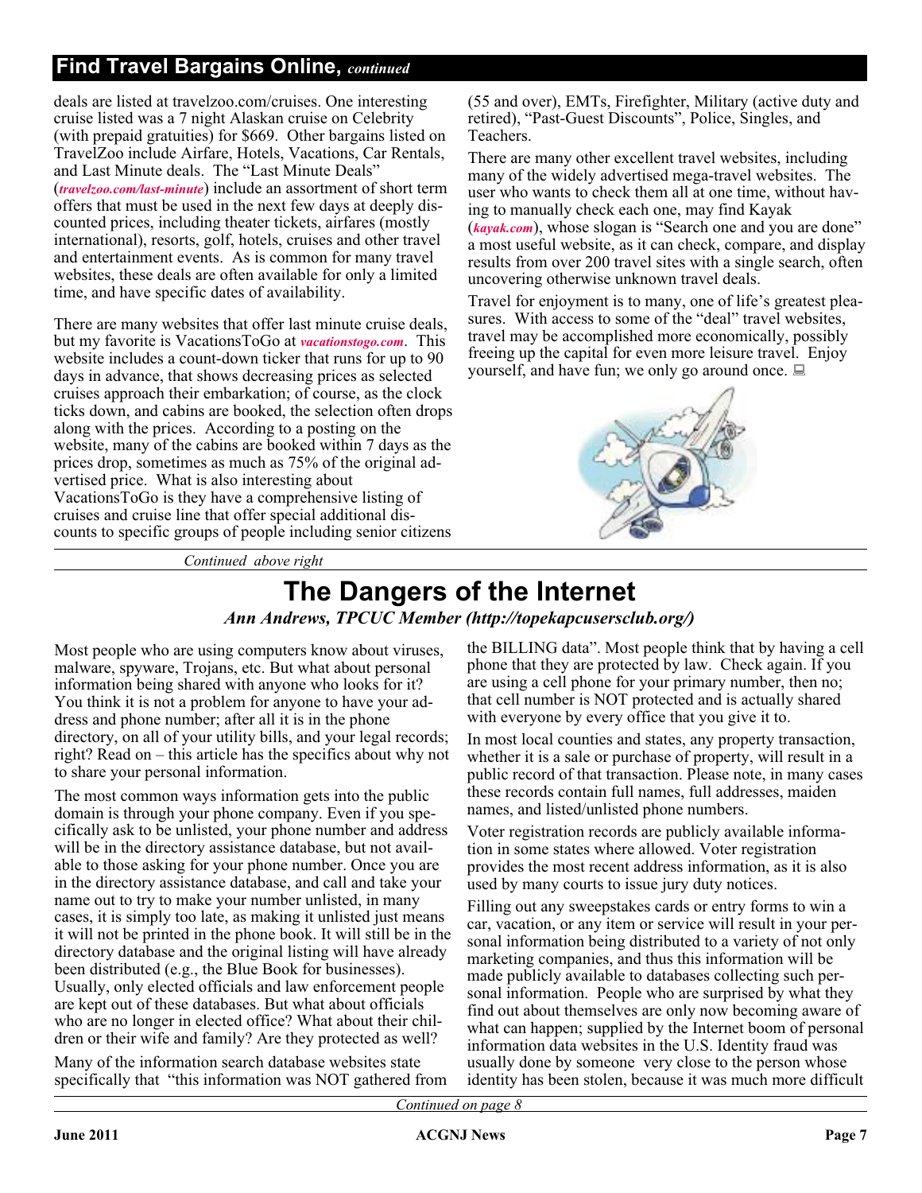## Find Travel Bargains Online, *continued*

deals are listed at travelzoo.com/cruises. One interesting cruise listed was a 7 night Alaskan cruise on Celebrity (with prepaid gratuities) for $669. Other bargains listed on TravelZoo include Airfare, Hotels, Vacations, Car Rentals, and Last Minute deals. The "Last Minute Deals" (*travelzoo.com/last-minute*) include an assortment of short term offers that must be used in the next few days at deeply discounted prices, including theater tickets, airfares (mostly international), resorts, golf, hotels, cruises and other travel and entertainment events. As is common for many travel websites, these deals are often available for only a limited time, and have specific dates of availability.

There are many websites that offer last minute cruise deals, but my favorite is VacationsToGo at *vacationstogo.com*. This website includes a count-down ticker that runs for up to 90 days in advance, that shows decreasing prices as selected cruises approach their embarkation; of course, as the clock ticks down, and cabins are booked, the selection often drops along with the prices. According to a posting on the website, many of the cabins are booked within 7 days as the prices drop, sometimes as much as 75% of the original advertised price. What is also interesting about VacationsToGo is they have a comprehensive listing of cruises and cruise line that offer special additional discounts to specific groups of people including senior citizens (55 and over), EMTs, Firefighter, Military (active duty and retired), "Past-Guest Discounts", Police, Singles, and Teachers.

There are many other excellent travel websites, including many of the widely advertised mega-travel websites. The user who wants to check them all at one time, without having to manually check each one, may find Kayak (*kayak.com*), whose slogan is "Search one and you are done" a most useful website, as it can check, compare, and display results from over 200 travel sites with a single search, often uncovering otherwise unknown travel deals.

Travel for enjoyment is to many, one of life's greatest pleasures. With access to some of the "deal" travel websites, travel may be accomplished more economically, possibly freeing up the capital for even more leisure travel. Enjoy yourself, and have fun; we only go around once.

# The Dangers of the Internet

*Ann Andrews, TPCUC Member (http://topekapcusersclub.org/)*

Most people who are using computers know about viruses, malware, spyware, Trojans, etc. But what about personal information being shared with anyone who looks for it? You think it is not a problem for anyone to have your address and phone number; after all it is in the phone directory, on all of your utility bills, and your legal records; right? Read on – this article has the specifics about why not to share your personal information.

The most common ways information gets into the public domain is through your phone company. Even if you specifically ask to be unlisted, your phone number and address will be in the directory assistance database, but not available to those asking for your phone number. Once you are in the directory assistance database, and call and take your name out to try to make your number unlisted, in many cases, it is simply too late, as making it unlisted just means it will not be printed in the phone book. It will still be in the directory database and the original listing will have already been distributed (e.g., the Blue Book for businesses). Usually, only elected officials and law enforcement people are kept out of these databases. But what about officials who are no longer in elected office? What about their children or their wife and family? Are they protected as well?

Many of the information search database websites state specifically that "this information was NOT gathered from the BILLING data". Most people think that by having a cell phone that they are protected by law. Check again. If you are using a cell phone for your primary number, then no; that cell number is NOT protected and is actually shared with everyone by every office that you give it to.

In most local counties and states, any property transaction, whether it is a sale or purchase of property, will result in a public record of that transaction. Please note, in many cases these records contain full names, full addresses, maiden names, and listed/unlisted phone numbers.

Voter registration records are publicly available information in some states where allowed. Voter registration provides the most recent address information, as it is also used by many courts to issue jury duty notices.

Filling out any sweepstakes cards or entry forms to win a car, vacation, or any item or service will result in your personal information being distributed to a variety of not only marketing companies, and thus this information will be made publicly available to databases collecting such personal information. People who are surprised by what they find out about themselves are only now becoming aware of what can happen; supplied by the Internet boom of personal information data websites in the U.S. Identity fraud was usually done by someone very close to the person whose identity has been stolen, because it was much more difficult

*Continued on page 8*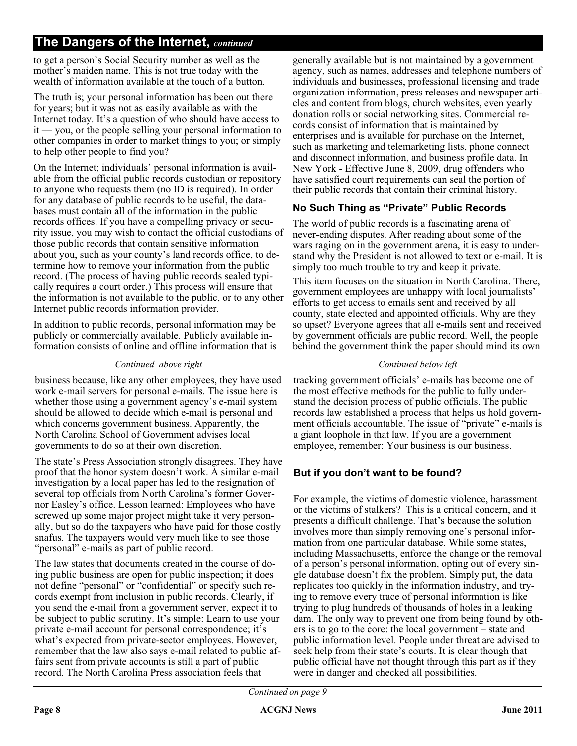## The Dangers of the Internet, *continued*

to get a person's Social Security number as well as the mother's maiden name. This is not true today with the wealth of information available at the touch of a button.

The truth is; your personal information has been out there for years; but it was not as easily available as with the Internet today. It's a question of who should have access to it — you, or the people selling your personal information to other companies in order to market things to you; or simply to help other people to find you?

On the Internet; individuals' personal information is available from the official public records custodian or repository to anyone who requests them (no ID is required). In order for any database of public records to be useful, the databases must contain all of the information in the public records offices. If you have a compelling privacy or security issue, you may wish to contact the official custodians of those public records that contain sensitive information about you, such as your county's land records office, to determine how to remove your information from the public record. (The process of having public records sealed typically requires a court order.) This process will ensure that the information is not available to the public, or to any other Internet public records information provider.

In addition to public records, personal information may be publicly or commercially available. Publicly available information consists of online and offline information that is generally available but is not maintained by a government agency, such as names, addresses and telephone numbers of individuals and businesses, professional licensing and trade organization information, press releases and newspaper articles and content from blogs, church websites, even yearly donation rolls or social networking sites. Commercial records consist of information that is maintained by enterprises and is available for purchase on the Internet, such as marketing and telemarketing lists, phone connect and disconnect information, and business profile data. In New York - Effective June 8, 2009, drug offenders who have satisfied court requirements can seal the portion of their public records that contain their criminal history.

### No Such Thing as "Private" Public Records

The world of public records is a fascinating arena of never-ending disputes. After reading about some of the wars raging on in the government arena, it is easy to understand why the President is not allowed to text or e-mail. It is simply too much trouble to try and keep it private.

This item focuses on the situation in North Carolina. There, government employees are unhappy with local journalists' efforts to get access to emails sent and received by all county, state elected and appointed officials. Why are they so upset? Everyone agrees that all e-mails sent and received by government officials are public record. Well, the people behind the government think the paper should mind its own business because, like any other employees, they have used work e-mail servers for personal e-mails. The issue here is whether those using a government agency's e-mail system should be allowed to decide which e-mail is personal and which concerns government business. Apparently, the North Carolina School of Government advises local governments to do so at their own discretion.

The state's Press Association strongly disagrees. They have proof that the honor system doesn't work. A similar e-mail investigation by a local paper has led to the resignation of several top officials from North Carolina's former Governor Easley's office. Lesson learned: Employees who have screwed up some major project might take it very personally, but so do the taxpayers who have paid for those costly snafus. The taxpayers would very much like to see those "personal" e-mails as part of public record.

The law states that documents created in the course of doing public business are open for public inspection; it does not define "personal" or "confidential" or specify such records exempt from inclusion in public records. Clearly, if you send the e-mail from a government server, expect it to be subject to public scrutiny. It's simple: Learn to use your private e-mail account for personal correspondence; it's what's expected from private-sector employees. However, remember that the law also says e-mail related to public affairs sent from private accounts is still a part of public record. The North Carolina Press association feels that tracking government officials' e-mails has become one of the most effective methods for the public to fully understand the decision process of public officials. The public records law established a process that helps us hold government officials accountable. The issue of "private" e-mails is a giant loophole in that law. If you are a government employee, remember: Your business is our business.

### But if you don't want to be found?

For example, the victims of domestic violence, harassment or the victims of stalkers? This is a critical concern, and it presents a difficult challenge. That's because the solution involves more than simply removing one's personal information from one particular database. While some states, including Massachusetts, enforce the change or the removal of a person's personal information, opting out of every single database doesn't fix the problem. Simply put, the data replicates too quickly in the information industry, and trying to remove every trace of personal information is like trying to plug hundreds of thousands of holes in a leaking dam. The only way to prevent one from being found by others is to go to the core: the local government – state and public information level. People under threat are advised to seek help from their state's courts. It is clear though that public official have not thought through this part as if they were in danger and checked all possibilities.

*Continued on page 9*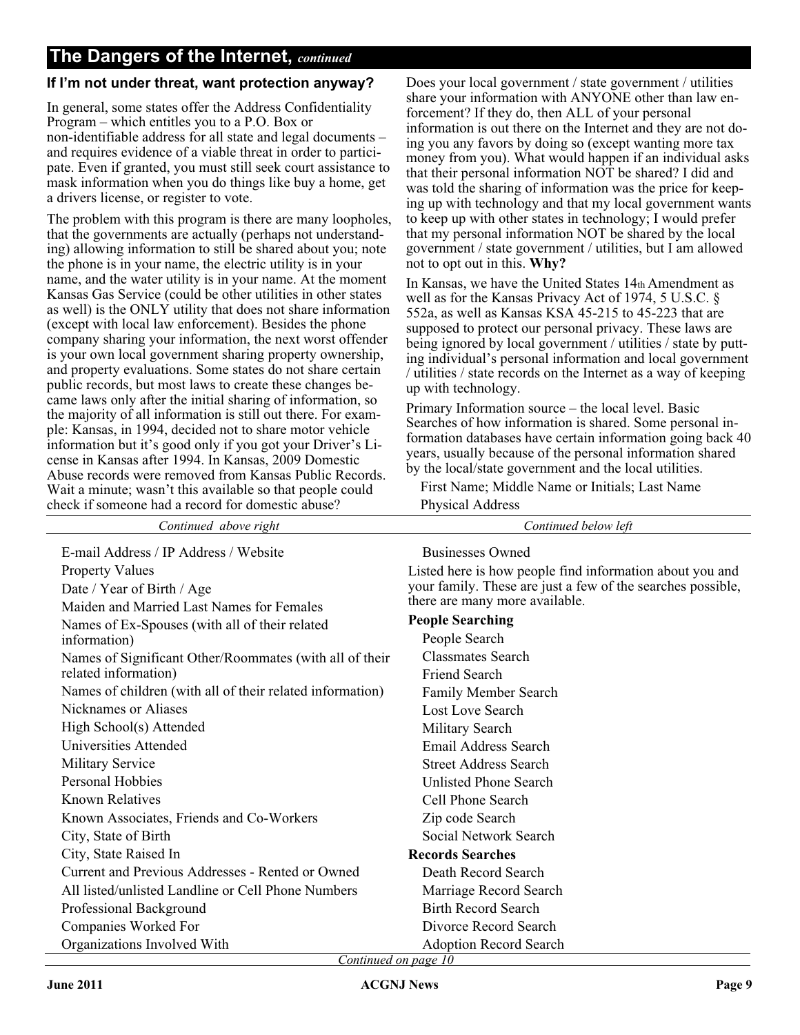## The Dangers of the Internet, *continued*

### If I'm not under threat, want protection anyway?

In general, some states offer the Address Confidentiality Program – which entitles you to a P.O. Box or non-identifiable address for all state and legal documents – and requires evidence of a viable threat in order to participate. Even if granted, you must still seek court assistance to mask information when you do things like buy a home, get a drivers license, or register to vote.

The problem with this program is there are many loopholes, that the governments are actually (perhaps not understanding) allowing information to still be shared about you; note the phone is in your name, the electric utility is in your name, and the water utility is in your name. At the moment Kansas Gas Service (could be other utilities in other states as well) is the ONLY utility that does not share information (except with local law enforcement). Besides the phone company sharing your information, the next worst offender is your own local government sharing property ownership, and property evaluations. Some states do not share certain public records, but most laws to create these changes became laws only after the initial sharing of information, so the majority of all information is still out there. For example: Kansas, in 1994, decided not to share motor vehicle information but it's good only if you got your Driver's License in Kansas after 1994. In Kansas, 2009 Domestic Abuse records were removed from Kansas Public Records. Wait a minute; wasn't this available so that people could check if someone had a record for domestic abuse?

Does your local government / state government / utilities share your information with ANYONE other than law enforcement? If they do, then ALL of your personal information is out there on the Internet and they are not doing you any favors by doing so (except wanting more tax money from you). What would happen if an individual asks that their personal information NOT be shared? I did and was told the sharing of information was the price for keeping up with technology and that my local government wants to keep up with other states in technology; I would prefer that my personal information NOT be shared by the local government / state government / utilities, but I am allowed not to opt out in this. **Why?**

In Kansas, we have the United States 14th Amendment as well as for the Kansas Privacy Act of 1974, 5 U.S.C. § 552a, as well as Kansas KSA 45-215 to 45-223 that are supposed to protect our personal privacy. These laws are being ignored by local government / utilities / state by putting individual's personal information and local government / utilities / state records on the Internet as a way of keeping up with technology.

Primary Information source – the local level. Basic Searches of how information is shared. Some personal information databases have certain information going back 40 years, usually because of the personal information shared by the local/state government and the local utilities.

- First Name; Middle Name or Initials; Last Name
- Physical Address
- E-mail Address / IP Address / Website
- Property Values
- Date / Year of Birth / Age
- Maiden and Married Last Names for Females
- Names of Ex-Spouses (with all of their related information)
- Names of Significant Other/Roommates (with all of their related information)
- Names of children (with all of their related information)
- Nicknames or Aliases
- High School(s) Attended
- Universities Attended
- Military Service
- Personal Hobbies
- Known Relatives
- Known Associates, Friends and Co-Workers
- City, State of Birth
- City, State Raised In
- Current and Previous Addresses - Rented or Owned
- All listed/unlisted Landline or Cell Phone Numbers
- Professional Background
- Companies Worked For
- Organizations Involved With
- Businesses Owned

Listed here is how people find information about you and your family. These are just a few of the searches possible, there are many more available.

**People Searching**

- People Search
- Classmates Search
- Friend Search
- Family Member Search
- Lost Love Search
- Military Search
- Email Address Search
- Street Address Search
- Unlisted Phone Search
- Cell Phone Search
- Zip code Search
- Social Network Search

**Records Searches**

- Death Record Search
- Marriage Record Search
- Birth Record Search
- Divorce Record Search
- Adoption Record Search

*Continued on page 10*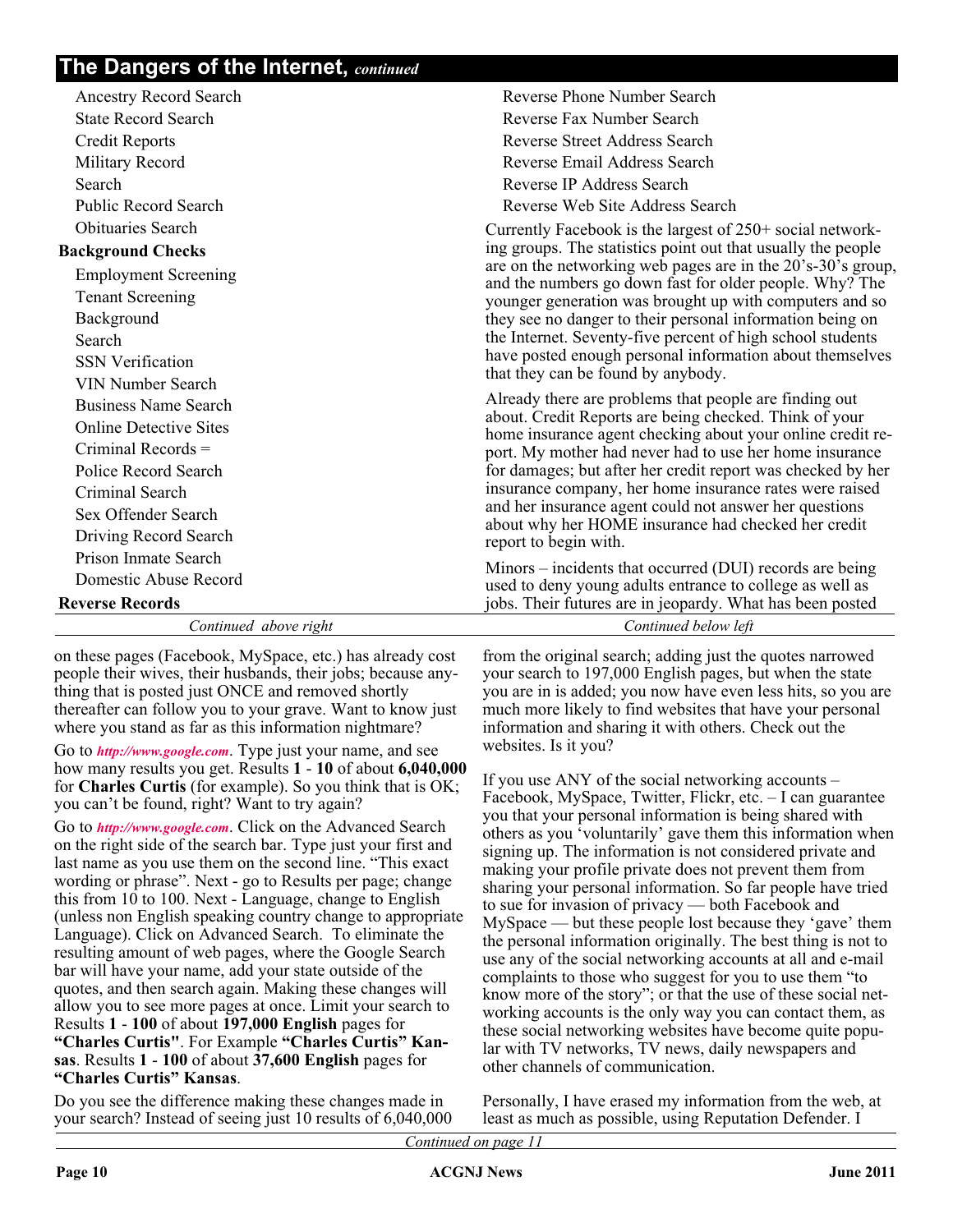## The Dangers of the Internet, *continued*

- Ancestry Record Search
- State Record Search
- Credit Reports
- Military Record Search
- Public Record Search
- Obituaries Search

**Background Checks**

- Employment Screening
- Tenant Screening
- Background Search
- SSN Verification
- VIN Number Search
- Business Name Search
- Online Detective Sites
- Criminal Records = Police Record Search
- Criminal Search
- Sex Offender Search
- Driving Record Search
- Prison Inmate Search
- Domestic Abuse Record

**Reverse Records**

- Reverse Phone Number Search
- Reverse Fax Number Search
- Reverse Street Address Search
- Reverse Email Address Search
- Reverse IP Address Search
- Reverse Web Site Address Search

Currently Facebook is the largest of 250+ social networking groups. The statistics point out that usually the people are on the networking web pages are in the 20's-30's group, and the numbers go down fast for older people. Why? The younger generation was brought up with computers and so they see no danger to their personal information being on the Internet. Seventy-five percent of high school students have posted enough personal information about themselves that they can be found by anybody.

Already there are problems that people are finding out about. Credit Reports are being checked. Think of your home insurance agent checking about your online credit report. My mother had never had to use her home insurance for damages; but after her credit report was checked by her insurance company, her home insurance rates were raised and her insurance agent could not answer her questions about why her HOME insurance had checked her credit report to begin with.

Minors – incidents that occurred (DUI) records are being used to deny young adults entrance to college as well as jobs. Their futures are in jeopardy. What has been posted on these pages (Facebook, MySpace, etc.) has already cost people their wives, their husbands, their jobs; because anything that is posted just ONCE and removed shortly thereafter can follow you to your grave. Want to know just where you stand as far as this information nightmare?

Go to ***http://www.google.com***. Type just your name, and see how many results you get. Results **1** - **10** of about **6,040,000** for **Charles Curtis** (for example). So you think that is OK; you can't be found, right? Want to try again?

Go to ***http://www.google.com***. Click on the Advanced Search on the right side of the search bar. Type just your first and last name as you use them on the second line. "This exact wording or phrase". Next - go to Results per page; change this from 10 to 100. Next - Language, change to English (unless non English speaking country change to appropriate Language). Click on Advanced Search. To eliminate the resulting amount of web pages, where the Google Search bar will have your name, add your state outside of the quotes, and then search again. Making these changes will allow you to see more pages at once. Limit your search to Results **1** - **100** of about **197,000 English** pages for **"Charles Curtis"**. For Example **"Charles Curtis" Kansas**. Results **1** - **100** of about **37,600 English** pages for **"Charles Curtis" Kansas**.

Do you see the difference making these changes made in your search? Instead of seeing just 10 results of 6,040,000 from the original search; adding just the quotes narrowed your search to 197,000 English pages, but when the state you are in is added; you now have even less hits, so you are much more likely to find websites that have your personal information and sharing it with others. Check out the websites. Is it you?

If you use ANY of the social networking accounts – Facebook, MySpace, Twitter, Flickr, etc. – I can guarantee you that your personal information is being shared with others as you 'voluntarily' gave them this information when signing up. The information is not considered private and making your profile private does not prevent them from sharing your personal information. So far people have tried to sue for invasion of privacy — both Facebook and MySpace — but these people lost because they 'gave' them the personal information originally. The best thing is not to use any of the social networking accounts at all and e-mail complaints to those who suggest for you to use them "to know more of the story"; or that the use of these social networking accounts is the only way you can contact them, as these social networking websites have become quite popular with TV networks, TV news, daily newspapers and other channels of communication.

Personally, I have erased my information from the web, at least as much as possible, using Reputation Defender. I

*Continued on page 11*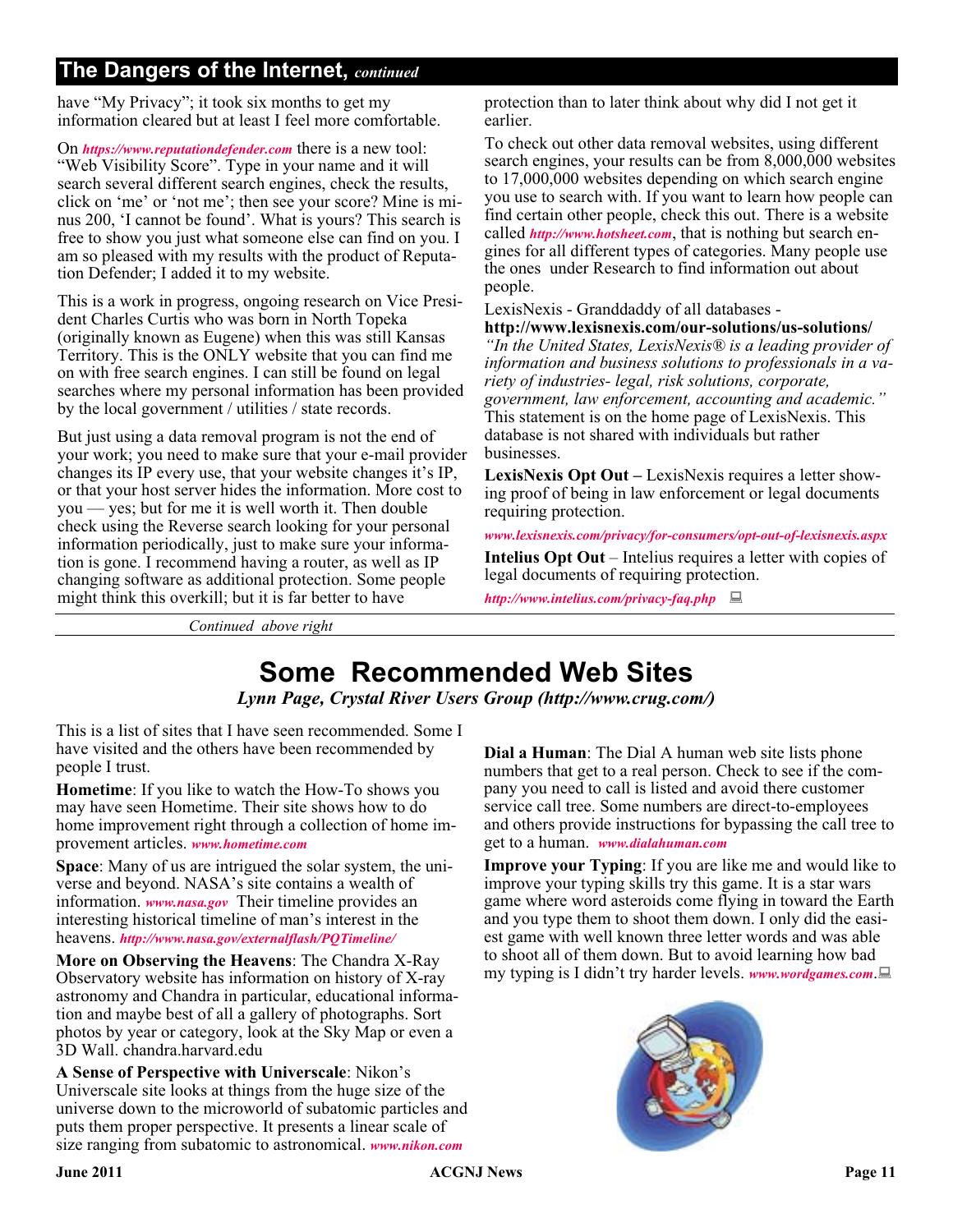## The Dangers of the Internet, *continued*

have "My Privacy"; it took six months to get my information cleared but at least I feel more comfortable.

On ***https://www.reputationdefender.com*** there is a new tool: "Web Visibility Score". Type in your name and it will search several different search engines, check the results, click on 'me' or 'not me'; then see your score? Mine is minus 200, 'I cannot be found'. What is yours? This search is free to show you just what someone else can find on you. I am so pleased with my results with the product of Reputation Defender; I added it to my website.

This is a work in progress, ongoing research on Vice President Charles Curtis who was born in North Topeka (originally known as Eugene) when this was still Kansas Territory. This is the ONLY website that you can find me on with free search engines. I can still be found on legal searches where my personal information has been provided by the local government / utilities / state records.

But just using a data removal program is not the end of your work; you need to make sure that your e-mail provider changes its IP every use, that your website changes it's IP, or that your host server hides the information. More cost to you — yes; but for me it is well worth it. Then double check using the Reverse search looking for your personal information periodically, just to make sure your information is gone. I recommend having a router, as well as IP changing software as additional protection. Some people might think this overkill; but it is far better to have protection than to later think about why did I not get it earlier.

To check out other data removal websites, using different search engines, your results can be from 8,000,000 websites to 17,000,000 websites depending on which search engine you use to search with. If you want to learn how people can find certain other people, check this out. There is a website called ***http://www.hotsheet.com***, that is nothing but search engines for all different types of categories. Many people use the ones under Research to find information out about people.

LexisNexis - Granddaddy of all databases -
**http://www.lexisnexis.com/our-solutions/us-solutions/**
*"In the United States, LexisNexis® is a leading provider of information and business solutions to professionals in a variety of industries- legal, risk solutions, corporate, government, law enforcement, accounting and academic."* This statement is on the home page of LexisNexis. This database is not shared with individuals but rather businesses.

**LexisNexis Opt Out –** LexisNexis requires a letter showing proof of being in law enforcement or legal documents requiring protection.

***www.lexisnexis.com/privacy/for-consumers/opt-out-of-lexisnexis.aspx***

**Intelius Opt Out** – Intelius requires a letter with copies of legal documents of requiring protection.

***http://www.intelius.com/privacy-faq.php***

# Some Recommended Web Sites

*Lynn Page, Crystal River Users Group (http://www.crug.com/)*

This is a list of sites that I have seen recommended. Some I have visited and the others have been recommended by people I trust.

**Hometime**: If you like to watch the How-To shows you may have seen Hometime. Their site shows how to do home improvement right through a collection of home improvement articles. ***www.hometime.com***

**Space**: Many of us are intrigued the solar system, the universe and beyond. NASA's site contains a wealth of information. ***www.nasa.gov*** Their timeline provides an interesting historical timeline of man's interest in the heavens. ***http://www.nasa.gov/externalflash/PQTimeline/***

**More on Observing the Heavens**: The Chandra X-Ray Observatory website has information on history of X-ray astronomy and Chandra in particular, educational information and maybe best of all a gallery of photographs. Sort photos by year or category, look at the Sky Map or even a 3D Wall. chandra.harvard.edu

**A Sense of Perspective with Universcale**: Nikon's Universcale site looks at things from the huge size of the universe down to the microworld of subatomic particles and puts them proper perspective. It presents a linear scale of size ranging from subatomic to astronomical. ***www.nikon.com***

**Dial a Human**: The Dial A human web site lists phone numbers that get to a real person. Check to see if the company you need to call is listed and avoid there customer service call tree. Some numbers are direct-to-employees and others provide instructions for bypassing the call tree to get to a human. ***www.dialahuman.com***

**Improve your Typing**: If you are like me and would like to improve your typing skills try this game. It is a star wars game where word asteroids come flying in toward the Earth and you type them to shoot them down. I only did the easiest game with well known three letter words and was able to shoot all of them down. But to avoid learning how bad my typing is I didn't try harder levels. ***www.wordgames.com***.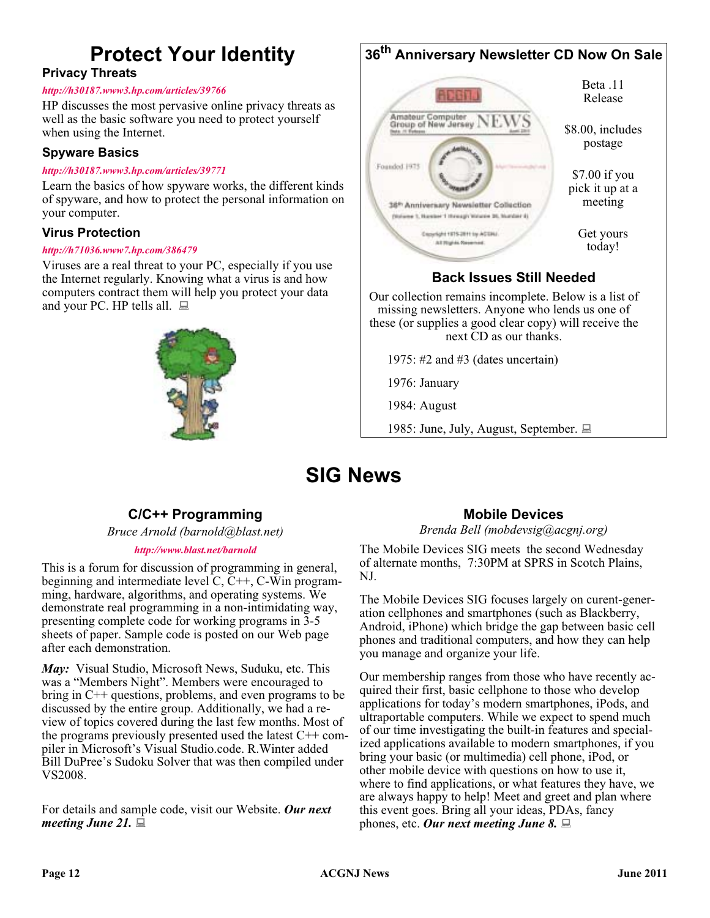# Protect Your Identity

### Privacy Threats

*http://h30187.www3.hp.com/articles/39766*

HP discusses the most pervasive online privacy threats as well as the basic software you need to protect yourself when using the Internet.

### Spyware Basics

*http://h30187.www3.hp.com/articles/39771*

Learn the basics of how spyware works, the different kinds of spyware, and how to protect the personal information on your computer.

### Virus Protection

*http://h71036.www7.hp.com/386479*

Viruses are a real threat to your PC, especially if you use the Internet regularly. Knowing what a virus is and how computers contract them will help you protect your data and your PC. HP tells all.

## 36th Anniversary Newsletter CD Now On Sale

Beta .11 Release

$8.00, includes postage

$7.00 if you pick it up at a meeting

Get yours today!

### Back Issues Still Needed

Our collection remains incomplete. Below is a list of missing newsletters. Anyone who lends us one of these (or supplies a good clear copy) will receive the next CD as our thanks.

1975: #2 and #3 (dates uncertain)

1976: January

1984: August

1985: June, July, August, September.

# SIG News

## C/C++ Programming

*Bruce Arnold (barnold@blast.net)*

*http://www.blast.net/barnold*

This is a forum for discussion of programming in general, beginning and intermediate level C, C++, C-Win programming, hardware, algorithms, and operating systems. We demonstrate real programming in a non-intimidating way, presenting complete code for working programs in 3-5 sheets of paper. Sample code is posted on our Web page after each demonstration.

***May:*** Visual Studio, Microsoft News, Suduku, etc. This was a "Members Night". Members were encouraged to bring in C++ questions, problems, and even programs to be discussed by the entire group. Additionally, we had a review of topics covered during the last few months. Most of the programs previously presented used the latest C++ compiler in Microsoft's Visual Studio.code. R.Winter added Bill DuPree's Sudoku Solver that was then compiled under VS2008.

For details and sample code, visit our Website. ***Our next meeting June 21.***

## Mobile Devices

*Brenda Bell (mobdevsig@acgnj.org)*

The Mobile Devices SIG meets the second Wednesday of alternate months, 7:30PM at SPRS in Scotch Plains, NJ.

The Mobile Devices SIG focuses largely on curent-generation cellphones and smartphones (such as Blackberry, Android, iPhone) which bridge the gap between basic cell phones and traditional computers, and how they can help you manage and organize your life.

Our membership ranges from those who have recently acquired their first, basic cellphone to those who develop applications for today's modern smartphones, iPods, and ultraportable computers. While we expect to spend much of our time investigating the built-in features and specialized applications available to modern smartphones, if you bring your basic (or multimedia) cell phone, iPod, or other mobile device with questions on how to use it, where to find applications, or what features they have, we are always happy to help! Meet and greet and plan where this event goes. Bring all your ideas, PDAs, fancy phones, etc. ***Our next meeting June 8.***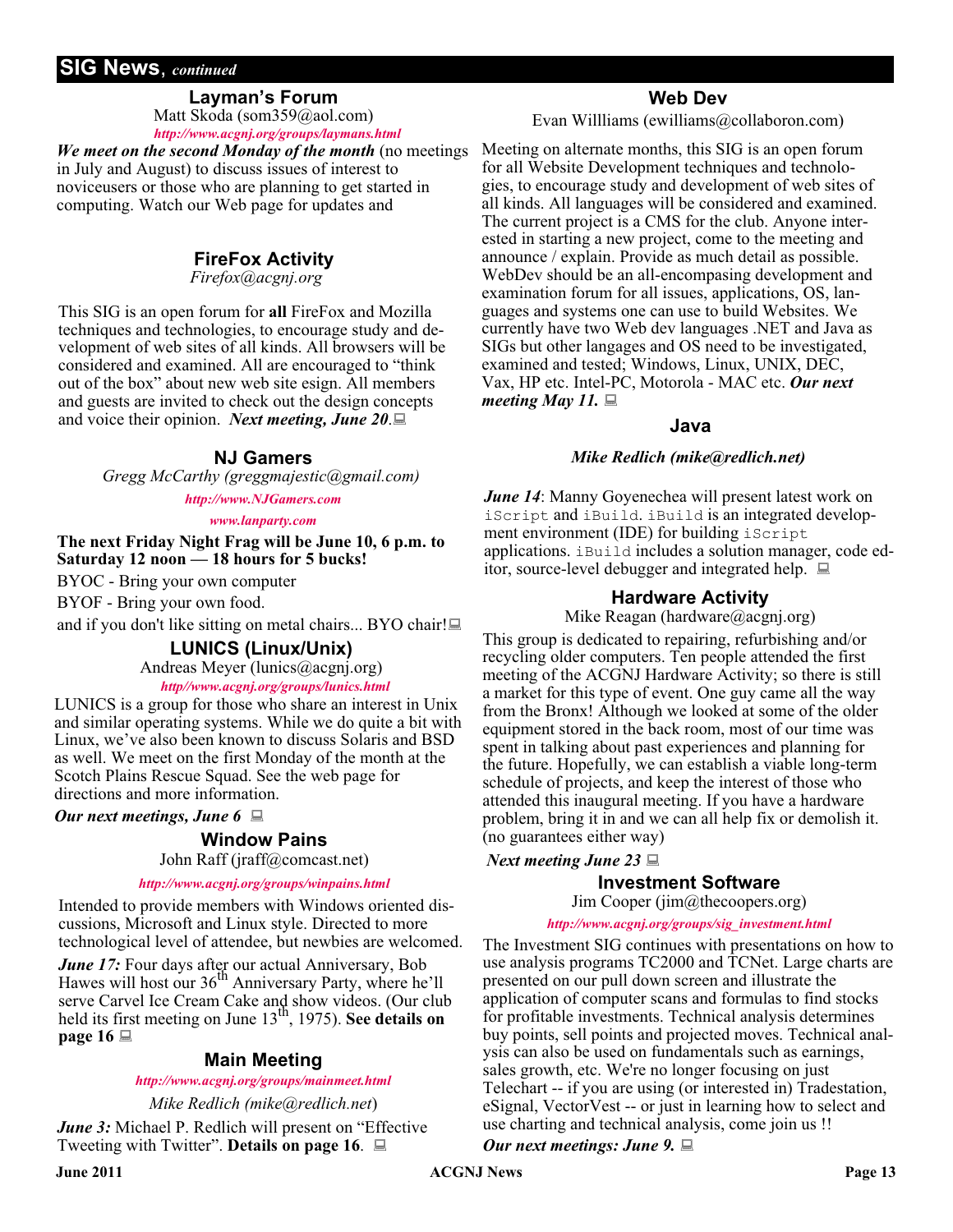## SIG News, *continued*

### Layman's Forum

Matt Skoda (som359@aol.com)

*http://www.acgnj.org/groups/laymans.html*

***We meet on the second Monday of the month*** (no meetings in July and August) to discuss issues of interest to noviceusers or those who are planning to get started in computing. Watch our Web page for updates and

### FireFox Activity

*Firefox@acgnj.org*

This SIG is an open forum for **all** FireFox and Mozilla techniques and technologies, to encourage study and development of web sites of all kinds. All browsers will be considered and examined. All are encouraged to "think out of the box" about new web site esign. All members and guests are invited to check out the design concepts and voice their opinion. ***Next meeting, June 20***.

### NJ Gamers

*Gregg McCarthy (greggmajestic@gmail.com)*

*http://www.NJGamers.com*

*www.lanparty.com*

**The next Friday Night Frag will be June 10, 6 p.m. to Saturday 12 noon — 18 hours for 5 bucks!**

BYOC - Bring your own computer

BYOF - Bring your own food.

and if you don't like sitting on metal chairs... BYO chair!

### LUNICS (Linux/Unix)

Andreas Meyer (lunics@acgnj.org)

*http//www.acgnj.org/groups/lunics.html*

LUNICS is a group for those who share an interest in Unix and similar operating systems. While we do quite a bit with Linux, we've also been known to discuss Solaris and BSD as well. We meet on the first Monday of the month at the Scotch Plains Rescue Squad. See the web page for directions and more information.

***Our next meetings, June 6***

### Window Pains

John Raff (jraff@comcast.net)

*http://www.acgnj.org/groups/winpains.html*

Intended to provide members with Windows oriented discussions, Microsoft and Linux style. Directed to more technological level of attendee, but newbies are welcomed.

***June 17:*** Four days after our actual Anniversary, Bob Hawes will host our 36th Anniversary Party, where he'll serve Carvel Ice Cream Cake and show videos. (Our club held its first meeting on June 13th, 1975). **See details on page 16**

### Main Meeting

*http://www.acgnj.org/groups/mainmeet.html*

*Mike Redlich (mike@redlich.net)*

***June 3:*** Michael P. Redlich will present on "Effective Tweeting with Twitter". **Details on page 16**.

### Web Dev

Evan Willliams (ewilliams@collaboron.com)

Meeting on alternate months, this SIG is an open forum for all Website Development techniques and technologies, to encourage study and development of web sites of all kinds. All languages will be considered and examined. The current project is a CMS for the club. Anyone interested in starting a new project, come to the meeting and announce / explain. Provide as much detail as possible. WebDev should be an all-encompasing development and examination forum for all issues, applications, OS, languages and systems one can use to build Websites. We currently have two Web dev languages .NET and Java as SIGs but other langages and OS need to be investigated, examined and tested; Windows, Linux, UNIX, DEC, Vax, HP etc. Intel-PC, Motorola - MAC etc. ***Our next meeting May 11.***

### Java

***Mike Redlich (mike@redlich.net)***

***June 14***: Manny Goyenechea will present latest work on `iScript` and `iBuild`. `iBuild` is an integrated development environment (IDE) for building `iScript` applications. `iBuild` includes a solution manager, code editor, source-level debugger and integrated help.

### Hardware Activity

Mike Reagan (hardware@acgnj.org)

This group is dedicated to repairing, refurbishing and/or recycling older computers. Ten people attended the first meeting of the ACGNJ Hardware Activity; so there is still a market for this type of event. One guy came all the way from the Bronx! Although we looked at some of the older equipment stored in the back room, most of our time was spent in talking about past experiences and planning for the future. Hopefully, we can establish a viable long-term schedule of projects, and keep the interest of those who attended this inaugural meeting. If you have a hardware problem, bring it in and we can all help fix or demolish it. (no guarantees either way)

***Next meeting June 23***

### Investment Software

Jim Cooper (jim@thecoopers.org)

*http://www.acgnj.org/groups/sig_investment.html*

The Investment SIG continues with presentations on how to use analysis programs TC2000 and TCNet. Large charts are presented on our pull down screen and illustrate the application of computer scans and formulas to find stocks for profitable investments. Technical analysis determines buy points, sell points and projected moves. Technical analysis can also be used on fundamentals such as earnings, sales growth, etc. We're no longer focusing on just Telechart -- if you are using (or interested in) Tradestation, eSignal, VectorVest -- or just in learning how to select and use charting and technical analysis, come join us !!

***Our next meetings: June 9.***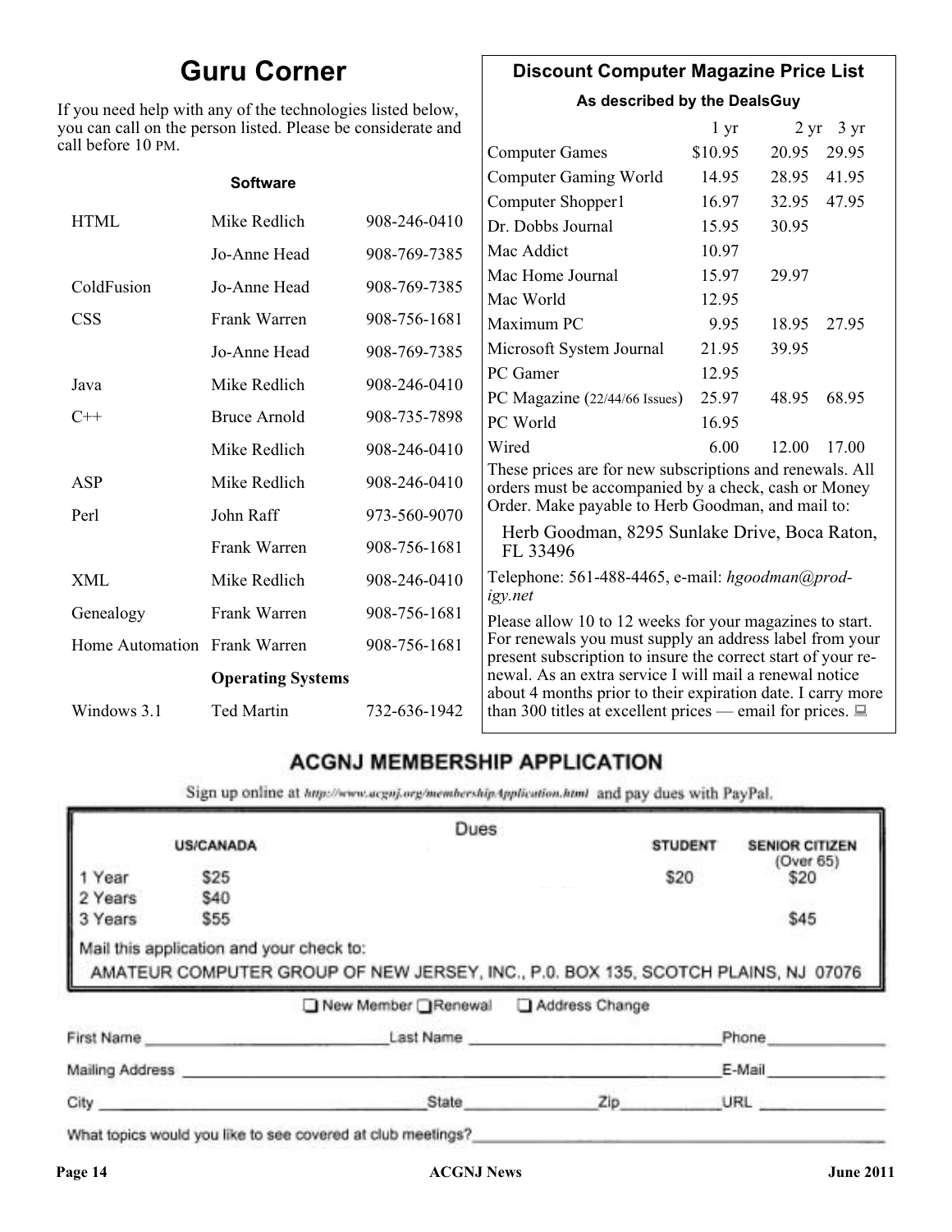# Guru Corner

If you need help with any of the technologies listed below, you can call on the person listed. Please be considerate and call before 10 PM.

| Software | | |
|---|---|---|
| HTML | Mike Redlich | 908-246-0410 |
| | Jo-Anne Head | 908-769-7385 |
| ColdFusion | Jo-Anne Head | 908-769-7385 |
| CSS | Frank Warren | 908-756-1681 |
| | Jo-Anne Head | 908-769-7385 |
| Java | Mike Redlich | 908-246-0410 |
| C++ | Bruce Arnold | 908-735-7898 |
| | Mike Redlich | 908-246-0410 |
| ASP | Mike Redlich | 908-246-0410 |
| Perl | John Raff | 973-560-9070 |
| | Frank Warren | 908-756-1681 |
| XML | Mike Redlich | 908-246-0410 |
| Genealogy | Frank Warren | 908-756-1681 |
| Home Automation | Frank Warren | 908-756-1681 |
| | **Operating Systems** | |
| Windows 3.1 | Ted Martin | 732-636-1942 |

## Discount Computer Magazine Price List

**As described by the DealsGuy**

| | 1 yr | 2 yr | 3 yr |
|---|---|---|---|
| Computer Games | $10.95 | 20.95 | 29.95 |
| Computer Gaming World | 14.95 | 28.95 | 41.95 |
| Computer Shopper1 | 16.97 | 32.95 | 47.95 |
| Dr. Dobbs Journal | 15.95 | 30.95 | |
| Mac Addict | 10.97 | | |
| Mac Home Journal | 15.97 | 29.97 | |
| Mac World | 12.95 | | |
| Maximum PC | 9.95 | 18.95 | 27.95 |
| Microsoft System Journal | 21.95 | 39.95 | |
| PC Gamer | 12.95 | | |
| PC Magazine (22/44/66 Issues) | 25.97 | 48.95 | 68.95 |
| PC World | 16.95 | | |
| Wired | 6.00 | 12.00 | 17.00 |

These prices are for new subscriptions and renewals. All orders must be accompanied by a check, cash or Money Order. Make payable to Herb Goodman, and mail to:

Herb Goodman, 8295 Sunlake Drive, Boca Raton, FL 33496

Telephone: 561-488-4465, e-mail: *hgoodman@prodigy.net*

Please allow 10 to 12 weeks for your magazines to start. For renewals you must supply an address label from your present subscription to insure the correct start of your renewal. As an extra service I will mail a renewal notice about 4 months prior to their expiration date. I carry more than 300 titles at excellent prices — email for prices.

## ACGNJ MEMBERSHIP APPLICATION

Sign up online at http://www.acgnj.org/membershipApplication.html and pay dues with PayPal.

**Dues**

| | US/CANADA | STUDENT | SENIOR CITIZEN (Over 65) |
|---|---|---|---|
| 1 Year | $25 | $20 | $20 |
| 2 Years | $40 | | |
| 3 Years | $55 | | $45 |

Mail this application and your check to:

AMATEUR COMPUTER GROUP OF NEW JERSEY, INC., P.O. BOX 135, SCOTCH PLAINS, NJ 07076

☐ New Member ☐ Renewal ☐ Address Change

First Name ____________ Last Name ____________ Phone ____________

Mailing Address ____________ E-Mail ____________

City ____________ State ____________ Zip ____________ URL ____________

What topics would you like to see covered at club meetings? ____________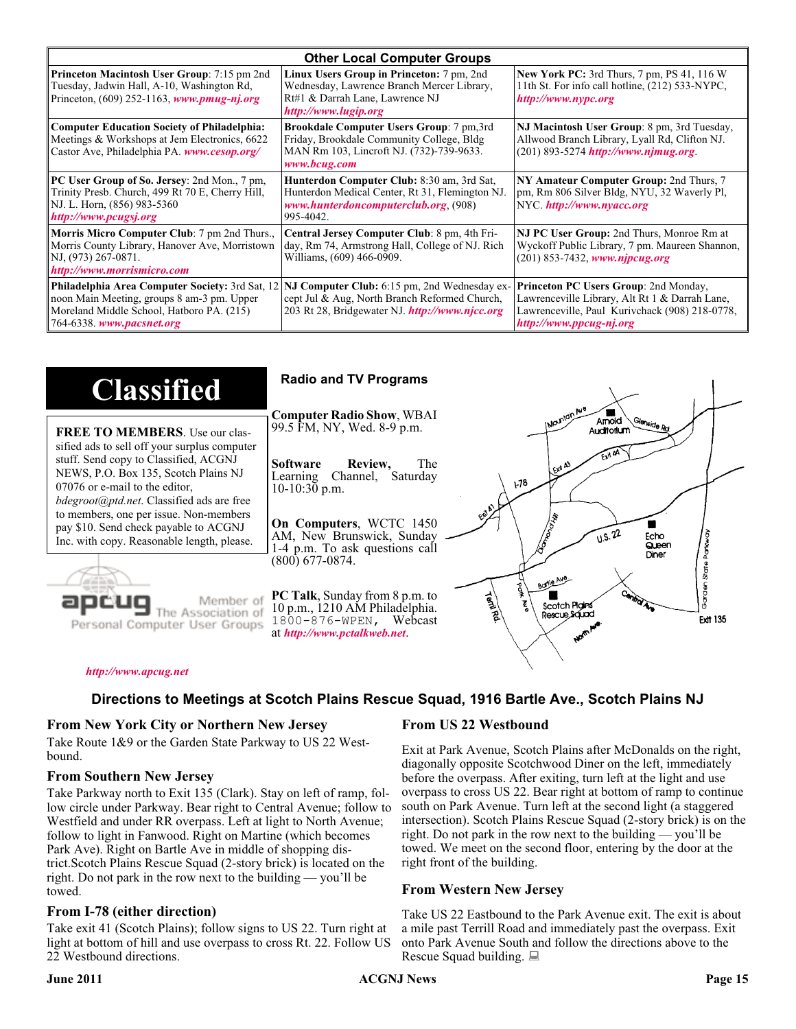## Other Local Computer Groups

| | | |
|---|---|---|
| **Princeton Macintosh User Group**: 7:15 pm 2nd Tuesday, Jadwin Hall, A-10, Washington Rd, Princeton, (609) 252-1163, ***www.pmug-nj.org*** | **Linux Users Group in Princeton:** 7 pm, 2nd Wednesday, Lawrence Branch Mercer Library, Rt#1 & Darrah Lane, Lawrence NJ ***http://www.lugip.org*** | **New York PC:** 3rd Thurs, 7 pm, PS 41, 116 W 11th St. For info call hotline, (212) 533-NYPC, ***http://www.nypc.org*** |
| **Computer Education Society of Philadelphia:** Meetings & Workshops at Jem Electronics, 6622 Castor Ave, Philadelphia PA. ***www.cesop.org/*** | **Brookdale Computer Users Group**: 7 pm,3rd Friday, Brookdale Community College, Bldg MAN Rm 103, Lincroft NJ. (732)-739-9633. ***www.bcug.com*** | **NJ Macintosh User Group**: 8 pm, 3rd Tuesday, Allwood Branch Library, Lyall Rd, Clifton NJ. (201) 893-5274 ***http://www.njmug.org***. |
| **PC User Group of So. Jersey**: 2nd Mon., 7 pm, Trinity Presb. Church, 499 Rt 70 E, Cherry Hill, NJ. L. Horn, (856) 983-5360 ***http://www.pcugsj.org*** | **Hunterdon Computer Club:** 8:30 am, 3rd Sat, Hunterdon Medical Center, Rt 31, Flemington NJ. ***www.hunterdoncomputerclub.org***, (908) 995-4042. | **NY Amateur Computer Group:** 2nd Thurs, 7 pm, Rm 806 Silver Bldg, NYU, 32 Waverly Pl, NYC. ***http://www.nyacc.org*** |
| **Morris Micro Computer Club**: 7 pm 2nd Thurs., Morris County Library, Hanover Ave, Morristown NJ, (973) 267-0871. ***http://www.morrismicro.com*** | **Central Jersey Computer Club**: 8 pm, 4th Friday, Rm 74, Armstrong Hall, College of NJ. Rich Williams, (609) 466-0909. | **NJ PC User Group:** 2nd Thurs, Monroe Rm at Wyckoff Public Library, 7 pm. Maureen Shannon, (201) 853-7432, ***www.njpcug.org*** |
| **Philadelphia Area Computer Society:** 3rd Sat, 12 noon Main Meeting, groups 8 am-3 pm. Upper Moreland Middle School, Hatboro PA. (215) 764-6338. ***www.pacsnet.org*** | **NJ Computer Club:** 6:15 pm, 2nd Wednesday except Jul & Aug, North Branch Reformed Church, 203 Rt 28, Bridgewater NJ. ***http://www.njcc.org*** | **Princeton PC Users Group**: 2nd Monday, Lawrenceville Library, Alt Rt 1 & Darrah Lane, Lawrenceville, Paul Kurivchack (908) 218-0778, ***http://www.ppcug-nj.org*** |

# Classified

**FREE TO MEMBERS**. Use our classified ads to sell off your surplus computer stuff. Send copy to Classified, ACGNJ NEWS, P.O. Box 135, Scotch Plains NJ 07076 or e-mail to the editor, *bdegroot@ptd.net*. Classified ads are free to members, one per issue. Non-members pay $10. Send check payable to ACGNJ Inc. with copy. Reasonable length, please.

apcug Member of The Association of Personal Computer User Groups

***http://www.apcug.net***

## Radio and TV Programs

**Computer Radio Show**, WBAI 99.5 FM, NY, Wed. 8-9 p.m.

**Software Review,** The Learning Channel, Saturday 10-10:30 p.m.

**On Computers**, WCTC 1450 AM, New Brunswick, Sunday 1-4 p.m. To ask questions call (800) 677-0874.

**PC Talk**, Sunday from 8 p.m. to 10 p.m., 1210 AM Philadelphia. 1800-876-WPEN, Webcast at ***http://www.pctalkweb.net***.

## Directions to Meetings at Scotch Plains Rescue Squad, 1916 Bartle Ave., Scotch Plains NJ

### From New York City or Northern New Jersey

Take Route 1&9 or the Garden State Parkway to US 22 Westbound.

### From Southern New Jersey

Take Parkway north to Exit 135 (Clark). Stay on left of ramp, follow circle under Parkway. Bear right to Central Avenue; follow to Westfield and under RR overpass. Left at light to North Avenue; follow to light in Fanwood. Right on Martine (which becomes Park Ave). Right on Bartle Ave in middle of shopping district.Scotch Plains Rescue Squad (2-story brick) is located on the right. Do not park in the row next to the building — you'll be towed.

### From I-78 (either direction)

Take exit 41 (Scotch Plains); follow signs to US 22. Turn right at light at bottom of hill and use overpass to cross Rt. 22. Follow US 22 Westbound directions.

### From US 22 Westbound

Exit at Park Avenue, Scotch Plains after McDonalds on the right, diagonally opposite Scotchwood Diner on the left, immediately before the overpass. After exiting, turn left at the light and use overpass to cross US 22. Bear right at bottom of ramp to continue south on Park Avenue. Turn left at the second light (a staggered intersection). Scotch Plains Rescue Squad (2-story brick) is on the right. Do not park in the row next to the building — you'll be towed. We meet on the second floor, entering by the door at the right front of the building.

### From Western New Jersey

Take US 22 Eastbound to the Park Avenue exit. The exit is about a mile past Terrill Road and immediately past the overpass. Exit onto Park Avenue South and follow the directions above to the Rescue Squad building.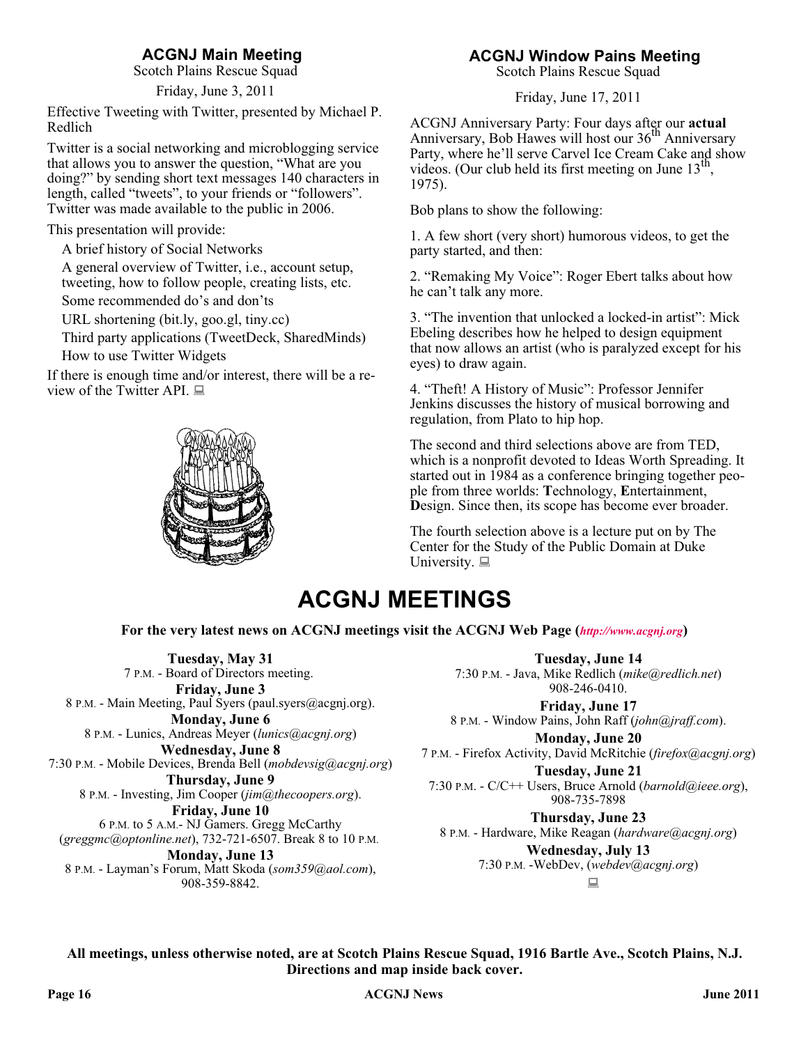## ACGNJ Main Meeting

Scotch Plains Rescue Squad

Friday, June 3, 2011

Effective Tweeting with Twitter, presented by Michael P. Redlich

Twitter is a social networking and microblogging service that allows you to answer the question, "What are you doing?" by sending short text messages 140 characters in length, called "tweets", to your friends or "followers". Twitter was made available to the public in 2006.

This presentation will provide:

- A brief history of Social Networks
- A general overview of Twitter, i.e., account setup, tweeting, how to follow people, creating lists, etc.
- Some recommended do's and don'ts
- URL shortening (bit.ly, goo.gl, tiny.cc)
- Third party applications (TweetDeck, SharedMinds)
- How to use Twitter Widgets

If there is enough time and/or interest, there will be a review of the Twitter API.

## ACGNJ Window Pains Meeting

Scotch Plains Rescue Squad

Friday, June 17, 2011

ACGNJ Anniversary Party: Four days after our **actual** Anniversary, Bob Hawes will host our 36th Anniversary Party, where he'll serve Carvel Ice Cream Cake and show videos. (Our club held its first meeting on June 13th, 1975).

Bob plans to show the following:

1. A few short (very short) humorous videos, to get the party started, and then:

2. "Remaking My Voice": Roger Ebert talks about how he can't talk any more.

3. "The invention that unlocked a locked-in artist": Mick Ebeling describes how he helped to design equipment that now allows an artist (who is paralyzed except for his eyes) to draw again.

4. "Theft! A History of Music": Professor Jennifer Jenkins discusses the history of musical borrowing and regulation, from Plato to hip hop.

The second and third selections above are from TED, which is a nonprofit devoted to Ideas Worth Spreading. It started out in 1984 as a conference bringing together people from three worlds: **T**echnology, **E**ntertainment, **D**esign. Since then, its scope has become ever broader.

The fourth selection above is a lecture put on by The Center for the Study of the Public Domain at Duke University.

# ACGNJ MEETINGS

**For the very latest news on ACGNJ meetings visit the ACGNJ Web Page (*http://www.acgnj.org*)**

**Tuesday, May 31**
7 P.M. - Board of Directors meeting.

**Friday, June 3**
8 P.M. - Main Meeting, Paul Syers (paul.syers@acgnj.org).

**Monday, June 6**
8 P.M. - Lunics, Andreas Meyer (*lunics@acgnj.org*)

**Wednesday, June 8**
7:30 P.M. - Mobile Devices, Brenda Bell (*mobdevsig@acgnj.org*)

**Thursday, June 9**
8 P.M. - Investing, Jim Cooper (*jim@thecoopers.org*).

**Friday, June 10**
6 P.M. to 5 A.M.- NJ Gamers. Gregg McCarthy (*greggmc@optonline.net*), 732-721-6507. Break 8 to 10 P.M.

**Monday, June 13**
8 P.M. - Layman's Forum, Matt Skoda (*som359@aol.com*), 908-359-8842.

**Tuesday, June 14**
7:30 P.M. - Java, Mike Redlich (*mike@redlich.net*) 908-246-0410.

**Friday, June 17**
8 P.M. - Window Pains, John Raff (*john@jraff.com*).

**Monday, June 20**
7 P.M. - Firefox Activity, David McRitchie (*firefox@acgnj.org*)

**Tuesday, June 21**
7:30 P.M. - C/C++ Users, Bruce Arnold (*barnold@ieee.org*), 908-735-7898

**Thursday, June 23**
8 P.M. - Hardware, Mike Reagan (*hardware@acgnj.org*)

**Wednesday, July 13**
7:30 P.M. -WebDev, (*webdev@acgnj.org*)

**All meetings, unless otherwise noted, are at Scotch Plains Rescue Squad, 1916 Bartle Ave., Scotch Plains, N.J. Directions and map inside back cover.**